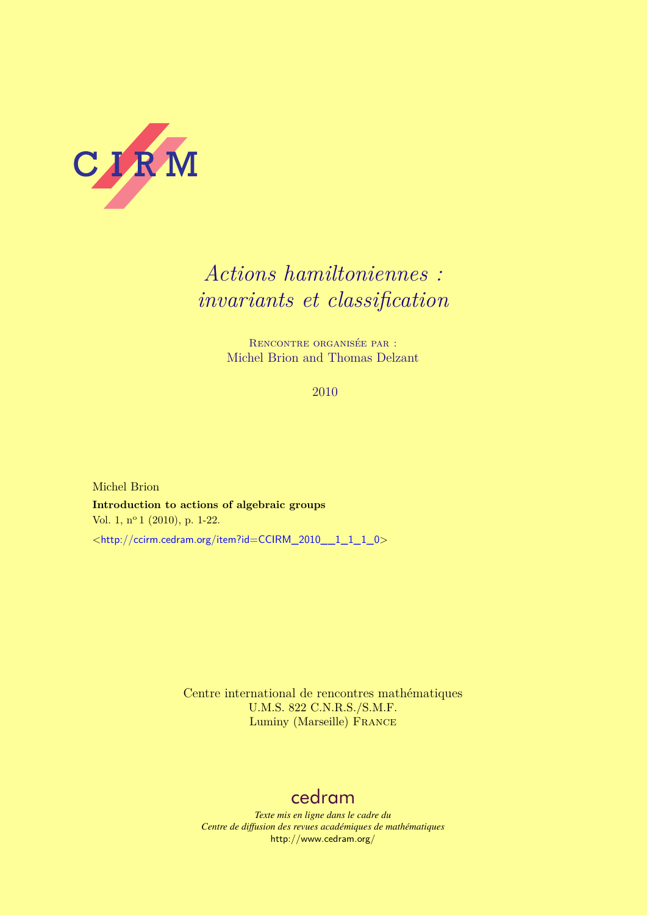CIRM

# *Actions hamiltoniennes : invariants et classification*

Rencontre organisée par :
Michel Brion and Thomas Delzant

2010

Michel Brion

**Introduction to actions of algebraic groups**

Vol. 1, n° 1 (2010), p. 1-22.

<http://ccirm.cedram.org/item?id=CCIRM_2010__1_1_1_0>

Centre international de rencontres mathématiques
U.M.S. 822 C.N.R.S./S.M.F.
Luminy (Marseille) France

cedram

*Texte mis en ligne dans le cadre du*
*Centre de diffusion des revues académiques de mathématiques*
http://www.cedram.org/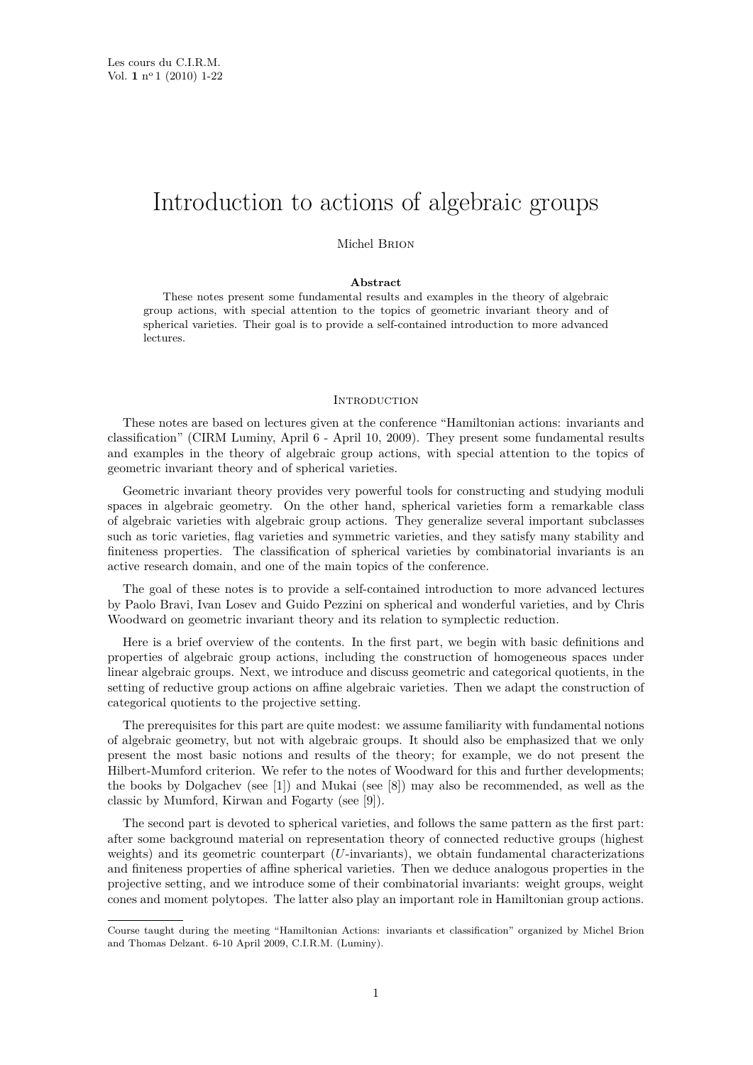Les cours du C.I.R.M.
Vol. **1** n° 1 (2010) 1-22

# Introduction to actions of algebraic groups

Michel Brion

**Abstract**

These notes present some fundamental results and examples in the theory of algebraic group actions, with special attention to the topics of geometric invariant theory and of spherical varieties. Their goal is to provide a self-contained introduction to more advanced lectures.

## Introduction

These notes are based on lectures given at the conference "Hamiltonian actions: invariants and classification" (CIRM Luminy, April 6 - April 10, 2009). They present some fundamental results and examples in the theory of algebraic group actions, with special attention to the topics of geometric invariant theory and of spherical varieties.

Geometric invariant theory provides very powerful tools for constructing and studying moduli spaces in algebraic geometry. On the other hand, spherical varieties form a remarkable class of algebraic varieties with algebraic group actions. They generalize several important subclasses such as toric varieties, flag varieties and symmetric varieties, and they satisfy many stability and finiteness properties. The classification of spherical varieties by combinatorial invariants is an active research domain, and one of the main topics of the conference.

The goal of these notes is to provide a self-contained introduction to more advanced lectures by Paolo Bravi, Ivan Losev and Guido Pezzini on spherical and wonderful varieties, and by Chris Woodward on geometric invariant theory and its relation to symplectic reduction.

Here is a brief overview of the contents. In the first part, we begin with basic definitions and properties of algebraic group actions, including the construction of homogeneous spaces under linear algebraic groups. Next, we introduce and discuss geometric and categorical quotients, in the setting of reductive group actions on affine algebraic varieties. Then we adapt the construction of categorical quotients to the projective setting.

The prerequisites for this part are quite modest: we assume familiarity with fundamental notions of algebraic geometry, but not with algebraic groups. It should also be emphasized that we only present the most basic notions and results of the theory; for example, we do not present the Hilbert-Mumford criterion. We refer to the notes of Woodward for this and further developments; the books by Dolgachev (see [1]) and Mukai (see [8]) may also be recommended, as well as the classic by Mumford, Kirwan and Fogarty (see [9]).

The second part is devoted to spherical varieties, and follows the same pattern as the first part: after some background material on representation theory of connected reductive groups (highest weights) and its geometric counterpart ($U$-invariants), we obtain fundamental characterizations and finiteness properties of affine spherical varieties. Then we deduce analogous properties in the projective setting, and we introduce some of their combinatorial invariants: weight groups, weight cones and moment polytopes. The latter also play an important role in Hamiltonian group actions.

---

Course taught during the meeting "Hamiltonian Actions: invariants et classification" organized by Michel Brion and Thomas Delzant. 6-10 April 2009, C.I.R.M. (Luminy).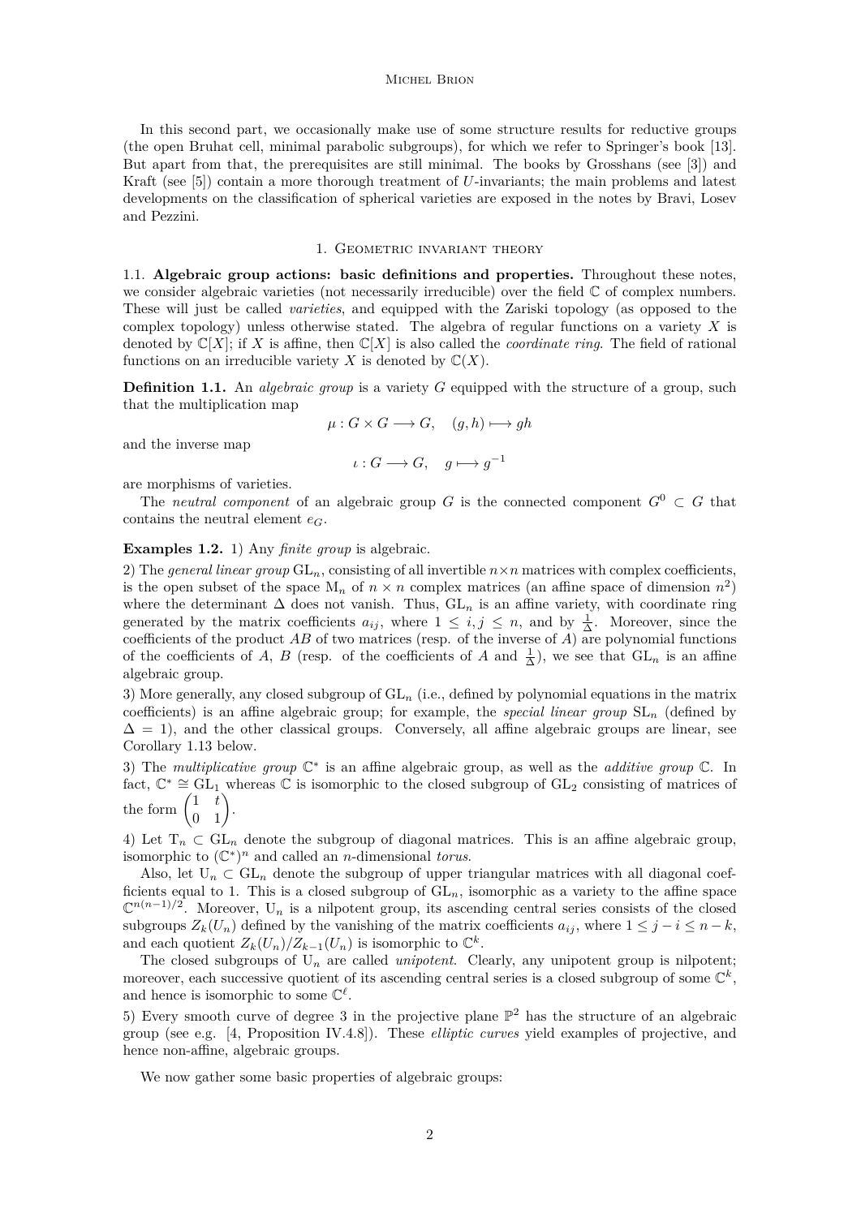In this second part, we occasionally make use of some structure results for reductive groups (the open Bruhat cell, minimal parabolic subgroups), for which we refer to Springer's book [13]. But apart from that, the prerequisites are still minimal. The books by Grosshans (see [3]) and Kraft (see [5]) contain a more thorough treatment of $U$-invariants; the main problems and latest developments on the classification of spherical varieties are exposed in the notes by Bravi, Losev and Pezzini.

## 1. Geometric invariant theory

### 1.1. Algebraic group actions: basic definitions and properties.

Throughout these notes, we consider algebraic varieties (not necessarily irreducible) over the field $\mathbb{C}$ of complex numbers. These will just be called *varieties*, and equipped with the Zariski topology (as opposed to the complex topology) unless otherwise stated. The algebra of regular functions on a variety $X$ is denoted by $\mathbb{C}[X]$; if $X$ is affine, then $\mathbb{C}[X]$ is also called the *coordinate ring*. The field of rational functions on an irreducible variety $X$ is denoted by $\mathbb{C}(X)$.

**Definition 1.1.** An *algebraic group* is a variety $G$ equipped with the structure of a group, such that the multiplication map

$$\mu : G \times G \longrightarrow G, \quad (g, h) \longmapsto gh$$

and the inverse map

$$\iota : G \longrightarrow G, \quad g \longmapsto g^{-1}$$

are morphisms of varieties.

The *neutral component* of an algebraic group $G$ is the connected component $G^0 \subset G$ that contains the neutral element $e_G$.

**Examples 1.2.** 1) Any *finite group* is algebraic.

2) The *general linear group* $\mathrm{GL}_n$, consisting of all invertible $n \times n$ matrices with complex coefficients, is the open subset of the space $\mathrm{M}_n$ of $n \times n$ complex matrices (an affine space of dimension $n^2$) where the determinant $\Delta$ does not vanish. Thus, $\mathrm{GL}_n$ is an affine variety, with coordinate ring generated by the matrix coefficients $a_{ij}$, where $1 \leq i, j \leq n$, and by $\frac{1}{\Delta}$. Moreover, since the coefficients of the product $AB$ of two matrices (resp. of the inverse of $A$) are polynomial functions of the coefficients of $A$, $B$ (resp. of the coefficients of $A$ and $\frac{1}{\Delta}$), we see that $\mathrm{GL}_n$ is an affine algebraic group.

3) More generally, any closed subgroup of $\mathrm{GL}_n$ (i.e., defined by polynomial equations in the matrix coefficients) is an affine algebraic group; for example, the *special linear group* $\mathrm{SL}_n$ (defined by $\Delta = 1$), and the other classical groups. Conversely, all affine algebraic groups are linear, see Corollary 1.13 below.

3) The *multiplicative group* $\mathbb{C}^*$ is an affine algebraic group, as well as the *additive group* $\mathbb{C}$. In fact, $\mathbb{C}^* \cong \mathrm{GL}_1$ whereas $\mathbb{C}$ is isomorphic to the closed subgroup of $\mathrm{GL}_2$ consisting of matrices of the form $\begin{pmatrix} 1 & t \\ 0 & 1 \end{pmatrix}$.

4) Let $\mathrm{T}_n \subset \mathrm{GL}_n$ denote the subgroup of diagonal matrices. This is an affine algebraic group, isomorphic to $(\mathbb{C}^*)^n$ and called an $n$-dimensional *torus*.

Also, let $\mathrm{U}_n \subset \mathrm{GL}_n$ denote the subgroup of upper triangular matrices with all diagonal coefficients equal to 1. This is a closed subgroup of $\mathrm{GL}_n$, isomorphic as a variety to the affine space $\mathbb{C}^{n(n-1)/2}$. Moreover, $\mathrm{U}_n$ is a nilpotent group, its ascending central series consists of the closed subgroups $Z_k(U_n)$ defined by the vanishing of the matrix coefficients $a_{ij}$, where $1 \leq j - i \leq n - k$, and each quotient $Z_k(U_n)/Z_{k-1}(U_n)$ is isomorphic to $\mathbb{C}^k$.

The closed subgroups of $\mathrm{U}_n$ are called *unipotent*. Clearly, any unipotent group is nilpotent; moreover, each successive quotient of its ascending central series is a closed subgroup of some $\mathbb{C}^k$, and hence is isomorphic to some $\mathbb{C}^\ell$.

5) Every smooth curve of degree 3 in the projective plane $\mathbb{P}^2$ has the structure of an algebraic group (see e.g. [4, Proposition IV.4.8]). These *elliptic curves* yield examples of projective, and hence non-affine, algebraic groups.

We now gather some basic properties of algebraic groups: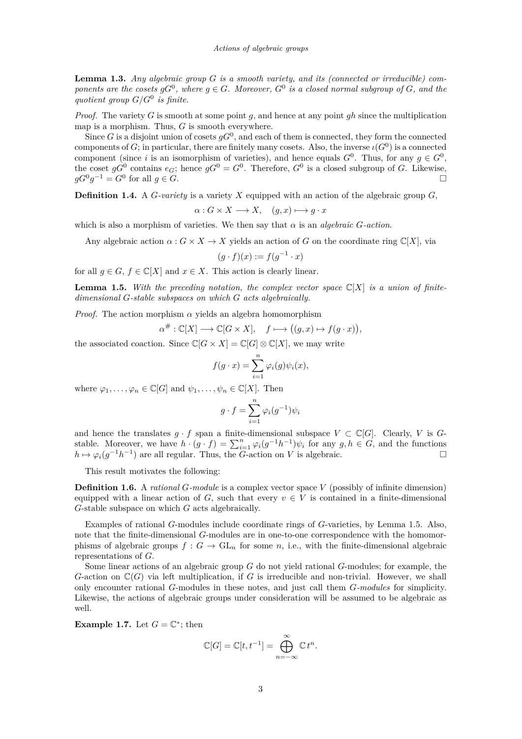**Lemma 1.3.** *Any algebraic group $G$ is a smooth variety, and its (connected or irreducible) components are the cosets $gG^0$, where $g \in G$. Moreover, $G^0$ is a closed normal subgroup of $G$, and the quotient group $G/G^0$ is finite.*

*Proof.* The variety $G$ is smooth at some point $g$, and hence at any point $gh$ since the multiplication map is a morphism. Thus, $G$ is smooth everywhere.

Since $G$ is a disjoint union of cosets $gG^0$, and each of them is connected, they form the connected components of $G$; in particular, there are finitely many cosets. Also, the inverse $\iota(G^0)$ is a connected component (since $i$ is an isomorphism of varieties), and hence equals $G^0$. Thus, for any $g \in G^0$, the coset $gG^0$ contains $e_G$; hence $gG^0 = G^0$. Therefore, $G^0$ is a closed subgroup of $G$. Likewise, $gG^0g^{-1} = G^0$ for all $g \in G$. □

**Definition 1.4.** A *$G$-variety* is a variety $X$ equipped with an action of the algebraic group $G$,

$$\alpha : G \times X \longrightarrow X, \quad (g, x) \longmapsto g \cdot x$$

which is also a morphism of varieties. We then say that $\alpha$ is an *algebraic $G$-action*.

Any algebraic action $\alpha : G \times X \to X$ yields an action of $G$ on the coordinate ring $\mathbb{C}[X]$, via

$$(g \cdot f)(x) := f(g^{-1} \cdot x)$$

for all $g \in G$, $f \in \mathbb{C}[X]$ and $x \in X$. This action is clearly linear.

**Lemma 1.5.** *With the preceding notation, the complex vector space $\mathbb{C}[X]$ is a union of finite-dimensional $G$-stable subspaces on which $G$ acts algebraically.*

*Proof.* The action morphism $\alpha$ yields an algebra homomorphism

$$\alpha^{\#} : \mathbb{C}[X] \longrightarrow \mathbb{C}[G \times X], \quad f \longmapsto \big((g, x) \mapsto f(g \cdot x)\big),$$

the associated coaction. Since $\mathbb{C}[G \times X] = \mathbb{C}[G] \otimes \mathbb{C}[X]$, we may write

$$f(g \cdot x) = \sum_{i=1}^{n} \varphi_i(g)\psi_i(x),$$

where $\varphi_1, \ldots, \varphi_n \in \mathbb{C}[G]$ and $\psi_1, \ldots, \psi_n \in \mathbb{C}[X]$. Then

$$g \cdot f = \sum_{i=1}^{n} \varphi_i(g^{-1})\psi_i$$

and hence the translates $g \cdot f$ span a finite-dimensional subspace $V \subset \mathbb{C}[G]$. Clearly, $V$ is $G$-stable. Moreover, we have $h \cdot (g \cdot f) = \sum_{i=1}^{n} \varphi_i(g^{-1}h^{-1})\psi_i$ for any $g, h \in G$, and the functions $h \mapsto \varphi_i(g^{-1}h^{-1})$ are all regular. Thus, the $G$-action on $V$ is algebraic. □

This result motivates the following:

**Definition 1.6.** A *rational $G$-module* is a complex vector space $V$ (possibly of infinite dimension) equipped with a linear action of $G$, such that every $v \in V$ is contained in a finite-dimensional $G$-stable subspace on which $G$ acts algebraically.

Examples of rational $G$-modules include coordinate rings of $G$-varieties, by Lemma 1.5. Also, note that the finite-dimensional $G$-modules are in one-to-one correspondence with the homomorphisms of algebraic groups $f : G \to \mathrm{GL}_n$ for some $n$, i.e., with the finite-dimensional algebraic representations of $G$.

Some linear actions of an algebraic group $G$ do not yield rational $G$-modules; for example, the $G$-action on $\mathbb{C}(G)$ via left multiplication, if $G$ is irreducible and non-trivial. However, we shall only encounter rational $G$-modules in these notes, and just call them *$G$-modules* for simplicity. Likewise, the actions of algebraic groups under consideration will be assumed to be algebraic as well.

**Example 1.7.** Let $G = \mathbb{C}^*$; then

$$\mathbb{C}[G] = \mathbb{C}[t, t^{-1}] = \bigoplus_{n=-\infty}^{\infty} \mathbb{C}\, t^n.$$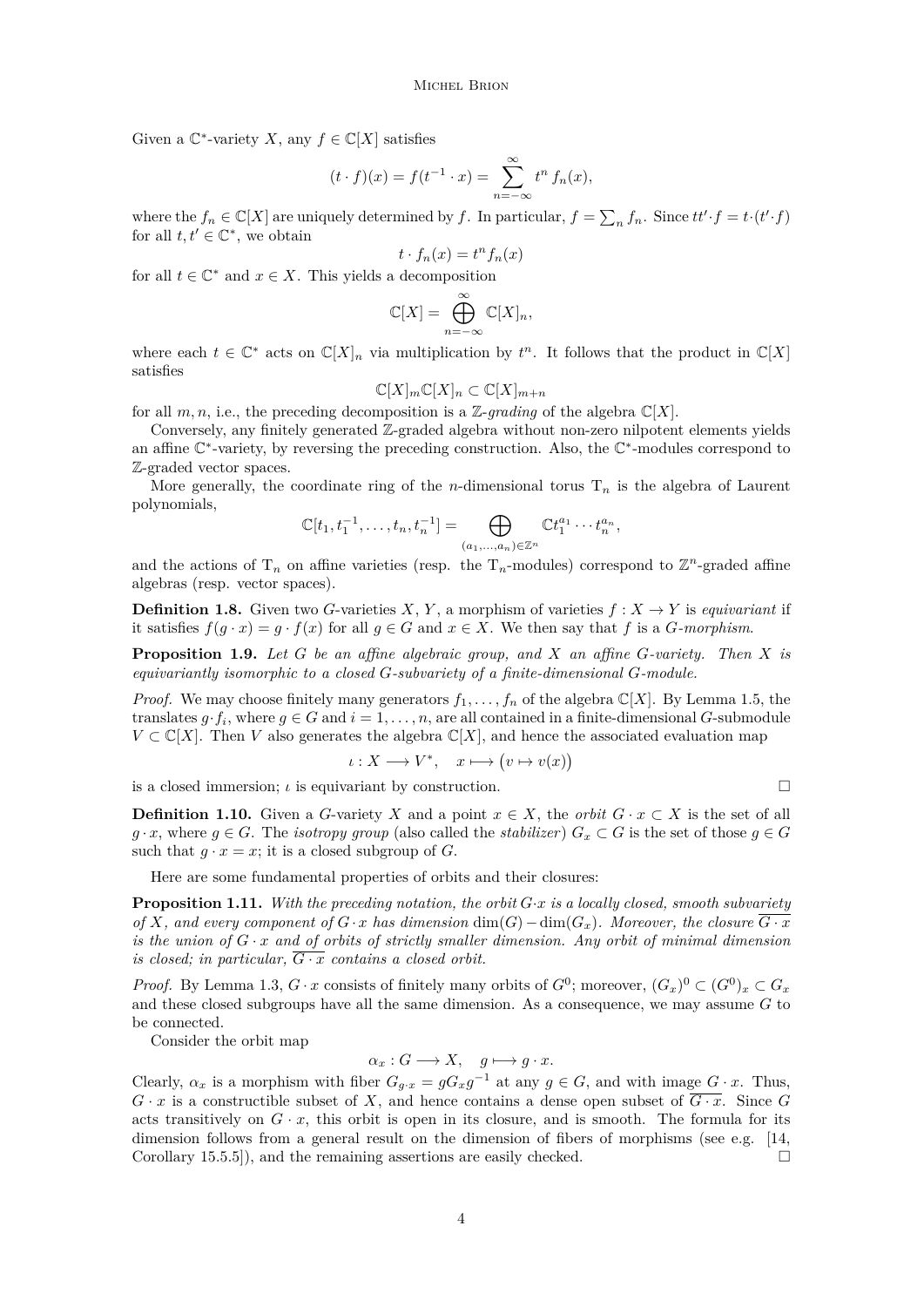Given a $\mathbb{C}^*$-variety $X$, any $f \in \mathbb{C}[X]$ satisfies

$$(t \cdot f)(x) = f(t^{-1} \cdot x) = \sum_{n=-\infty}^{\infty} t^n \, f_n(x),$$

where the $f_n \in \mathbb{C}[X]$ are uniquely determined by $f$. In particular, $f = \sum_n f_n$. Since $tt' \cdot f = t \cdot (t' \cdot f)$ for all $t, t' \in \mathbb{C}^*$, we obtain

$$t \cdot f_n(x) = t^n f_n(x)$$

for all $t \in \mathbb{C}^*$ and $x \in X$. This yields a decomposition

$$\mathbb{C}[X] = \bigoplus_{n=-\infty}^{\infty} \mathbb{C}[X]_n,$$

where each $t \in \mathbb{C}^*$ acts on $\mathbb{C}[X]_n$ via multiplication by $t^n$. It follows that the product in $\mathbb{C}[X]$ satisfies

$$\mathbb{C}[X]_m \mathbb{C}[X]_n \subset \mathbb{C}[X]_{m+n}$$

for all $m, n$, i.e., the preceding decomposition is a $\mathbb{Z}$-*grading* of the algebra $\mathbb{C}[X]$.

Conversely, any finitely generated $\mathbb{Z}$-graded algebra without non-zero nilpotent elements yields an affine $\mathbb{C}^*$-variety, by reversing the preceding construction. Also, the $\mathbb{C}^*$-modules correspond to $\mathbb{Z}$-graded vector spaces.

More generally, the coordinate ring of the $n$-dimensional torus $\mathrm{T}_n$ is the algebra of Laurent polynomials,

$$\mathbb{C}[t_1, t_1^{-1}, \ldots, t_n, t_n^{-1}] = \bigoplus_{(a_1, \ldots, a_n) \in \mathbb{Z}^n} \mathbb{C} t_1^{a_1} \cdots t_n^{a_n},$$

and the actions of $\mathrm{T}_n$ on affine varieties (resp. the $\mathrm{T}_n$-modules) correspond to $\mathbb{Z}^n$-graded affine algebras (resp. vector spaces).

**Definition 1.8.** Given two $G$-varieties $X$, $Y$, a morphism of varieties $f : X \to Y$ is *equivariant* if it satisfies $f(g \cdot x) = g \cdot f(x)$ for all $g \in G$ and $x \in X$. We then say that $f$ is a *$G$-morphism*.

**Proposition 1.9.** *Let $G$ be an affine algebraic group, and $X$ an affine $G$-variety. Then $X$ is equivariantly isomorphic to a closed $G$-subvariety of a finite-dimensional $G$-module.*

*Proof.* We may choose finitely many generators $f_1, \ldots, f_n$ of the algebra $\mathbb{C}[X]$. By Lemma 1.5, the translates $g \cdot f_i$, where $g \in G$ and $i = 1, \ldots, n$, are all contained in a finite-dimensional $G$-submodule $V \subset \mathbb{C}[X]$. Then $V$ also generates the algebra $\mathbb{C}[X]$, and hence the associated evaluation map

$$\iota : X \longrightarrow V^*, \quad x \longmapsto \big(v \mapsto v(x)\big)$$

is a closed immersion; $\iota$ is equivariant by construction. □

**Definition 1.10.** Given a $G$-variety $X$ and a point $x \in X$, the *orbit* $G \cdot x \subset X$ is the set of all $g \cdot x$, where $g \in G$. The *isotropy group* (also called the *stabilizer*) $G_x \subset G$ is the set of those $g \in G$ such that $g \cdot x = x$; it is a closed subgroup of $G$.

Here are some fundamental properties of orbits and their closures:

**Proposition 1.11.** *With the preceding notation, the orbit $G \cdot x$ is a locally closed, smooth subvariety of $X$, and every component of $G \cdot x$ has dimension $\dim(G) - \dim(G_x)$. Moreover, the closure $\overline{G \cdot x}$ is the union of $G \cdot x$ and of orbits of strictly smaller dimension. Any orbit of minimal dimension is closed; in particular, $\overline{G \cdot x}$ contains a closed orbit.*

*Proof.* By Lemma 1.3, $G \cdot x$ consists of finitely many orbits of $G^0$; moreover, $(G_x)^0 \subset (G^0)_x \subset G_x$ and these closed subgroups have all the same dimension. As a consequence, we may assume $G$ to be connected.

Consider the orbit map

$$\alpha_x : G \longrightarrow X, \quad g \longmapsto g \cdot x.$$

Clearly, $\alpha_x$ is a morphism with fiber $G_{g \cdot x} = g G_x g^{-1}$ at any $g \in G$, and with image $G \cdot x$. Thus, $G \cdot x$ is a constructible subset of $X$, and hence contains a dense open subset of $\overline{G \cdot x}$. Since $G$ acts transitively on $G \cdot x$, this orbit is open in its closure, and is smooth. The formula for its dimension follows from a general result on the dimension of fibers of morphisms (see e.g. [14, Corollary 15.5.5]), and the remaining assertions are easily checked. □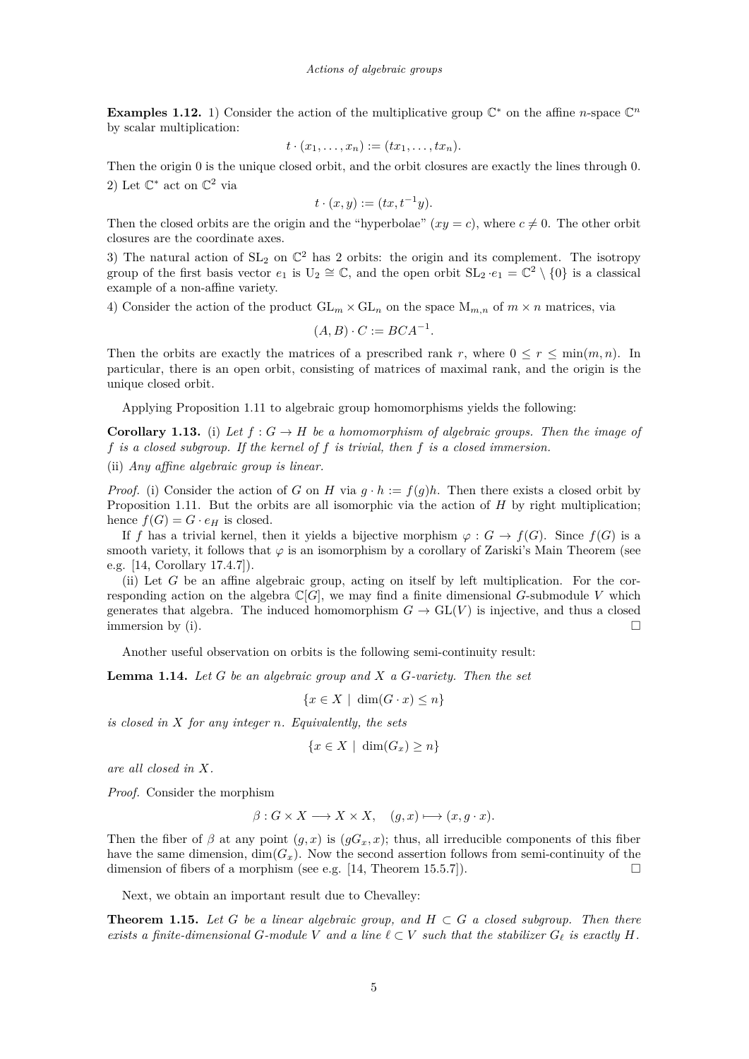**Examples 1.12.** 1) Consider the action of the multiplicative group $\mathbb{C}^*$ on the affine $n$-space $\mathbb{C}^n$ by scalar multiplication:

$$t \cdot (x_1, \ldots, x_n) := (tx_1, \ldots, tx_n).$$

Then the origin 0 is the unique closed orbit, and the orbit closures are exactly the lines through 0.

2) Let $\mathbb{C}^*$ act on $\mathbb{C}^2$ via

$$t \cdot (x, y) := (tx, t^{-1}y).$$

Then the closed orbits are the origin and the "hyperbolae" ($xy = c$), where $c \neq 0$. The other orbit closures are the coordinate axes.

3) The natural action of $\mathrm{SL}_2$ on $\mathbb{C}^2$ has 2 orbits: the origin and its complement. The isotropy group of the first basis vector $e_1$ is $\mathrm{U}_2 \cong \mathbb{C}$, and the open orbit $\mathrm{SL}_2 \cdot e_1 = \mathbb{C}^2 \setminus \{0\}$ is a classical example of a non-affine variety.

4) Consider the action of the product $\mathrm{GL}_m \times \mathrm{GL}_n$ on the space $\mathrm{M}_{m,n}$ of $m \times n$ matrices, via

$$(A, B) \cdot C := BCA^{-1}.$$

Then the orbits are exactly the matrices of a prescribed rank $r$, where $0 \leq r \leq \min(m, n)$. In particular, there is an open orbit, consisting of matrices of maximal rank, and the origin is the unique closed orbit.

Applying Proposition 1.11 to algebraic group homomorphisms yields the following:

**Corollary 1.13.** (i) *Let $f : G \to H$ be a homomorphism of algebraic groups. Then the image of $f$ is a closed subgroup. If the kernel of $f$ is trivial, then $f$ is a closed immersion.*

(ii) *Any affine algebraic group is linear.*

*Proof.* (i) Consider the action of $G$ on $H$ via $g \cdot h := f(g)h$. Then there exists a closed orbit by Proposition 1.11. But the orbits are all isomorphic via the action of $H$ by right multiplication; hence $f(G) = G \cdot e_H$ is closed.

If $f$ has a trivial kernel, then it yields a bijective morphism $\varphi : G \to f(G)$. Since $f(G)$ is a smooth variety, it follows that $\varphi$ is an isomorphism by a corollary of Zariski's Main Theorem (see e.g. [14, Corollary 17.4.7]).

(ii) Let $G$ be an affine algebraic group, acting on itself by left multiplication. For the corresponding action on the algebra $\mathbb{C}[G]$, we may find a finite dimensional $G$-submodule $V$ which generates that algebra. The induced homomorphism $G \to \mathrm{GL}(V)$ is injective, and thus a closed immersion by (i). $\square$

Another useful observation on orbits is the following semi-continuity result:

**Lemma 1.14.** *Let $G$ be an algebraic group and $X$ a $G$-variety. Then the set*

$$\{x \in X \mid \dim(G \cdot x) \leq n\}$$

*is closed in $X$ for any integer $n$. Equivalently, the sets*

$$\{x \in X \mid \dim(G_x) \geq n\}$$

*are all closed in $X$.*

*Proof.* Consider the morphism

$$\beta : G \times X \longrightarrow X \times X, \quad (g, x) \longmapsto (x, g \cdot x).$$

Then the fiber of $\beta$ at any point $(g, x)$ is $(gG_x, x)$; thus, all irreducible components of this fiber have the same dimension, $\dim(G_x)$. Now the second assertion follows from semi-continuity of the dimension of fibers of a morphism (see e.g. [14, Theorem 15.5.7]). $\square$

Next, we obtain an important result due to Chevalley:

**Theorem 1.15.** *Let $G$ be a linear algebraic group, and $H \subset G$ a closed subgroup. Then there exists a finite-dimensional $G$-module $V$ and a line $\ell \subset V$ such that the stabilizer $G_\ell$ is exactly $H$.*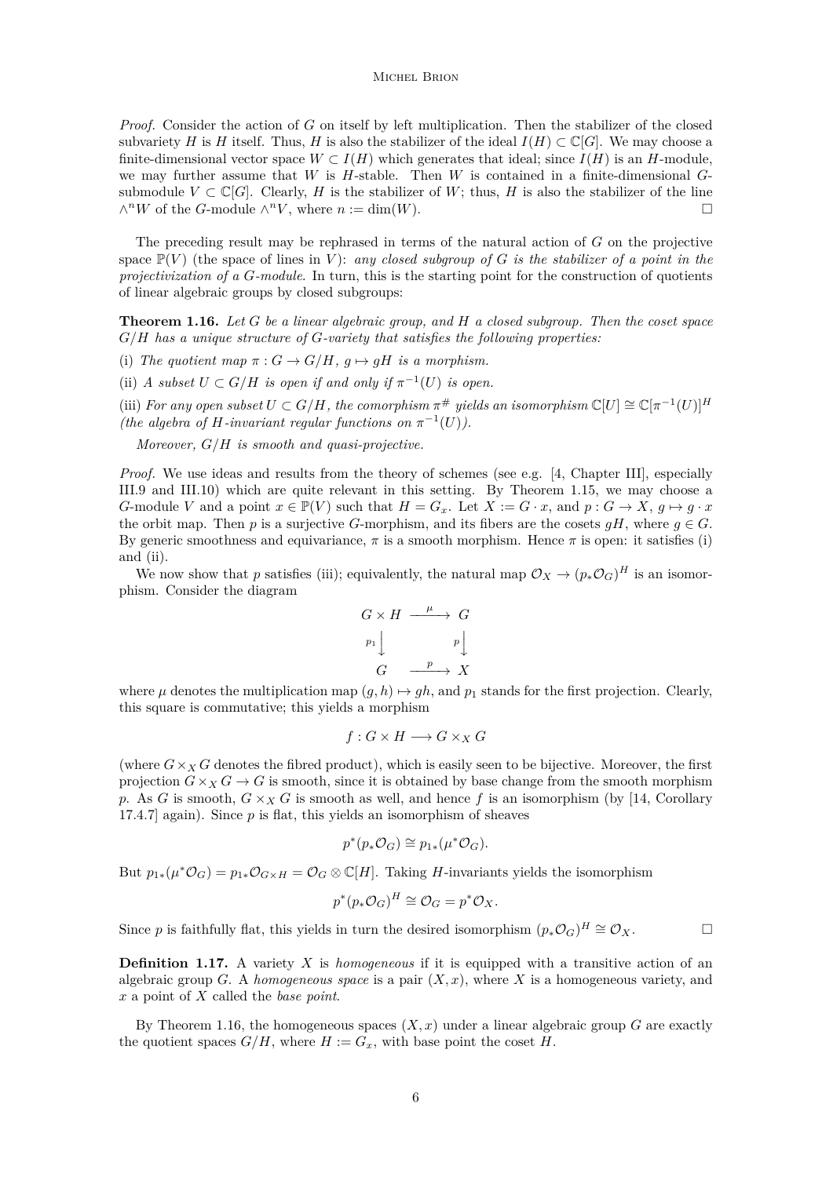*Proof.* Consider the action of $G$ on itself by left multiplication. Then the stabilizer of the closed subvariety $H$ is $H$ itself. Thus, $H$ is also the stabilizer of the ideal $I(H) \subset \mathbb{C}[G]$. We may choose a finite-dimensional vector space $W \subset I(H)$ which generates that ideal; since $I(H)$ is an $H$-module, we may further assume that $W$ is $H$-stable. Then $W$ is contained in a finite-dimensional $G$-submodule $V \subset \mathbb{C}[G]$. Clearly, $H$ is the stabilizer of $W$; thus, $H$ is also the stabilizer of the line $\wedge^n W$ of the $G$-module $\wedge^n V$, where $n := \dim(W)$. □

The preceding result may be rephrased in terms of the natural action of $G$ on the projective space $\mathbb{P}(V)$ (the space of lines in $V$): *any closed subgroup of $G$ is the stabilizer of a point in the projectivization of a $G$-module*. In turn, this is the starting point for the construction of quotients of linear algebraic groups by closed subgroups:

**Theorem 1.16.** *Let $G$ be a linear algebraic group, and $H$ a closed subgroup. Then the coset space $G/H$ has a unique structure of $G$-variety that satisfies the following properties:*

(i) *The quotient map $\pi : G \to G/H$, $g \mapsto gH$ is a morphism.*

(ii) *A subset $U \subset G/H$ is open if and only if $\pi^{-1}(U)$ is open.*

(iii) *For any open subset $U \subset G/H$, the comorphism $\pi^{\#}$ yields an isomorphism $\mathbb{C}[U] \cong \mathbb{C}[\pi^{-1}(U)]^H$ (the algebra of $H$-invariant regular functions on $\pi^{-1}(U)$).*

*Moreover, $G/H$ is smooth and quasi-projective.*

*Proof.* We use ideas and results from the theory of schemes (see e.g. [4, Chapter III], especially III.9 and III.10) which are quite relevant in this setting. By Theorem 1.15, we may choose a $G$-module $V$ and a point $x \in \mathbb{P}(V)$ such that $H = G_x$. Let $X := G \cdot x$, and $p : G \to X$, $g \mapsto g \cdot x$ the orbit map. Then $p$ is a surjective $G$-morphism, and its fibers are the cosets $gH$, where $g \in G$. By generic smoothness and equivariance, $\pi$ is a smooth morphism. Hence $\pi$ is open: it satisfies (i) and (ii).

We now show that $p$ satisfies (iii); equivalently, the natural map $\mathcal{O}_X \to (p_*\mathcal{O}_G)^H$ is an isomorphism. Consider the diagram

$$\begin{array}{ccc} G \times H & \xrightarrow{\mu} & G \\ {\scriptstyle p_1}\downarrow & & \downarrow{\scriptstyle p} \\ G & \xrightarrow{p} & X \end{array}$$

where $\mu$ denotes the multiplication map $(g, h) \mapsto gh$, and $p_1$ stands for the first projection. Clearly, this square is commutative; this yields a morphism

$$f : G \times H \longrightarrow G \times_X G$$

(where $G \times_X G$ denotes the fibred product), which is easily seen to be bijective. Moreover, the first projection $G \times_X G \to G$ is smooth, since it is obtained by base change from the smooth morphism $p$. As $G$ is smooth, $G \times_X G$ is smooth as well, and hence $f$ is an isomorphism (by [14, Corollary 17.4.7] again). Since $p$ is flat, this yields an isomorphism of sheaves

$$p^*(p_*\mathcal{O}_G) \cong p_{1*}(\mu^*\mathcal{O}_G).$$

But $p_{1*}(\mu^*\mathcal{O}_G) = p_{1*}\mathcal{O}_{G\times H} = \mathcal{O}_G \otimes \mathbb{C}[H]$. Taking $H$-invariants yields the isomorphism

$$p^*(p_*\mathcal{O}_G)^H \cong \mathcal{O}_G = p^*\mathcal{O}_X.$$

Since $p$ is faithfully flat, this yields in turn the desired isomorphism $(p_*\mathcal{O}_G)^H \cong \mathcal{O}_X$. □

**Definition 1.17.** A variety $X$ is *homogeneous* if it is equipped with a transitive action of an algebraic group $G$. A *homogeneous space* is a pair $(X, x)$, where $X$ is a homogeneous variety, and $x$ a point of $X$ called the *base point*.

By Theorem 1.16, the homogeneous spaces $(X, x)$ under a linear algebraic group $G$ are exactly the quotient spaces $G/H$, where $H := G_x$, with base point the coset $H$.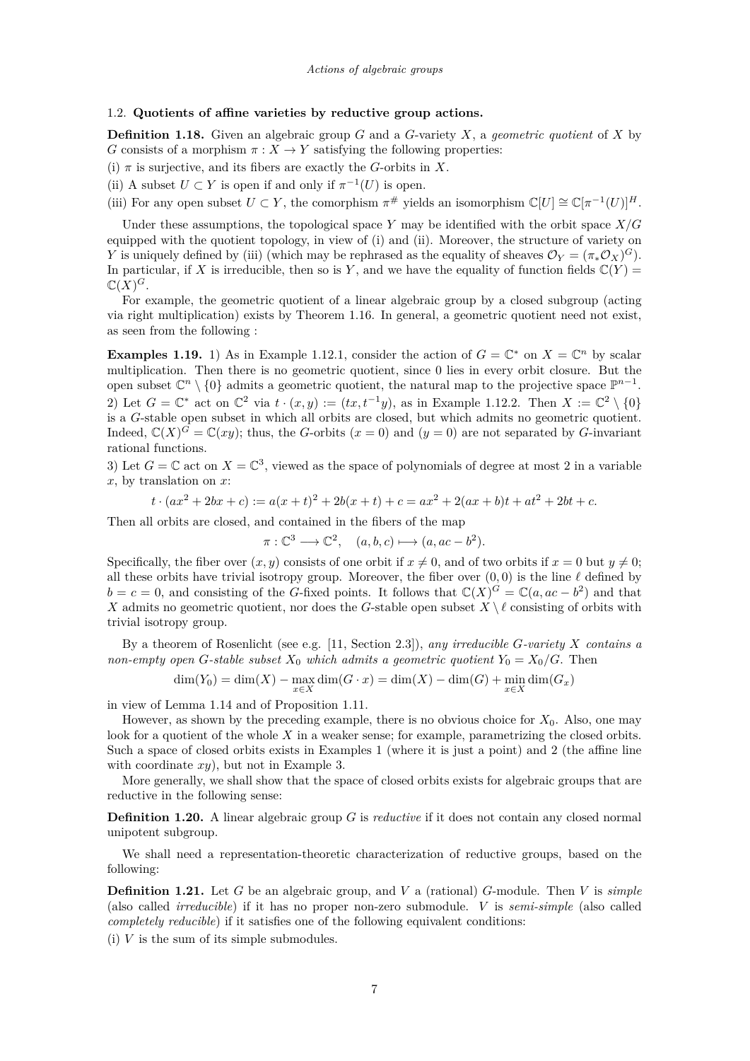### 1.2. **Quotients of affine varieties by reductive group actions.**

**Definition 1.18.** Given an algebraic group $G$ and a $G$-variety $X$, a *geometric quotient* of $X$ by $G$ consists of a morphism $\pi : X \to Y$ satisfying the following properties:

(i) $\pi$ is surjective, and its fibers are exactly the $G$-orbits in $X$.

(ii) A subset $U \subset Y$ is open if and only if $\pi^{-1}(U)$ is open.

(iii) For any open subset $U \subset Y$, the comorphism $\pi^{\#}$ yields an isomorphism $\mathbb{C}[U] \cong \mathbb{C}[\pi^{-1}(U)]^H$.

Under these assumptions, the topological space $Y$ may be identified with the orbit space $X/G$ equipped with the quotient topology, in view of (i) and (ii). Moreover, the structure of variety on $Y$ is uniquely defined by (iii) (which may be rephrased as the equality of sheaves $\mathcal{O}_Y = (\pi_* \mathcal{O}_X)^G$). In particular, if $X$ is irreducible, then so is $Y$, and we have the equality of function fields $\mathbb{C}(Y) = \mathbb{C}(X)^G$.

For example, the geometric quotient of a linear algebraic group by a closed subgroup (acting via right multiplication) exists by Theorem 1.16. In general, a geometric quotient need not exist, as seen from the following :

**Examples 1.19.** 1) As in Example 1.12.1, consider the action of $G = \mathbb{C}^*$ on $X = \mathbb{C}^n$ by scalar multiplication. Then there is no geometric quotient, since 0 lies in every orbit closure. But the open subset $\mathbb{C}^n \setminus \{0\}$ admits a geometric quotient, the natural map to the projective space $\mathbb{P}^{n-1}$.

2) Let $G = \mathbb{C}^*$ act on $\mathbb{C}^2$ via $t \cdot (x, y) := (tx, t^{-1}y)$, as in Example 1.12.2. Then $X := \mathbb{C}^2 \setminus \{0\}$ is a $G$-stable open subset in which all orbits are closed, but which admits no geometric quotient. Indeed, $\mathbb{C}(X)^G = \mathbb{C}(xy)$; thus, the $G$-orbits $(x = 0)$ and $(y = 0)$ are not separated by $G$-invariant rational functions.

3) Let $G = \mathbb{C}$ act on $X = \mathbb{C}^3$, viewed as the space of polynomials of degree at most 2 in a variable $x$, by translation on $x$:

$$t \cdot (ax^2 + 2bx + c) := a(x + t)^2 + 2b(x + t) + c = ax^2 + 2(ax + b)t + at^2 + 2bt + c.$$

Then all orbits are closed, and contained in the fibers of the map

$$\pi : \mathbb{C}^3 \longrightarrow \mathbb{C}^2, \quad (a, b, c) \longmapsto (a, ac - b^2).$$

Specifically, the fiber over $(x, y)$ consists of one orbit if $x \neq 0$, and of two orbits if $x = 0$ but $y \neq 0$; all these orbits have trivial isotropy group. Moreover, the fiber over $(0, 0)$ is the line $\ell$ defined by $b = c = 0$, and consisting of the $G$-fixed points. It follows that $\mathbb{C}(X)^G = \mathbb{C}(a, ac - b^2)$ and that $X$ admits no geometric quotient, nor does the $G$-stable open subset $X \setminus \ell$ consisting of orbits with trivial isotropy group.

By a theorem of Rosenlicht (see e.g. [11, Section 2.3]), *any irreducible $G$-variety $X$ contains a non-empty open $G$-stable subset $X_0$ which admits a geometric quotient $Y_0 = X_0/G$.* Then

$$\dim(Y_0) = \dim(X) - \max_{x \in X} \dim(G \cdot x) = \dim(X) - \dim(G) + \min_{x \in X} \dim(G_x)$$

in view of Lemma 1.14 and of Proposition 1.11.

However, as shown by the preceding example, there is no obvious choice for $X_0$. Also, one may look for a quotient of the whole $X$ in a weaker sense; for example, parametrizing the closed orbits. Such a space of closed orbits exists in Examples 1 (where it is just a point) and 2 (the affine line with coordinate $xy$), but not in Example 3.

More generally, we shall show that the space of closed orbits exists for algebraic groups that are reductive in the following sense:

**Definition 1.20.** A linear algebraic group $G$ is *reductive* if it does not contain any closed normal unipotent subgroup.

We shall need a representation-theoretic characterization of reductive groups, based on the following:

**Definition 1.21.** Let $G$ be an algebraic group, and $V$ a (rational) $G$-module. Then $V$ is *simple* (also called *irreducible*) if it has no proper non-zero submodule. $V$ is *semi-simple* (also called *completely reducible*) if it satisfies one of the following equivalent conditions:

(i) $V$ is the sum of its simple submodules.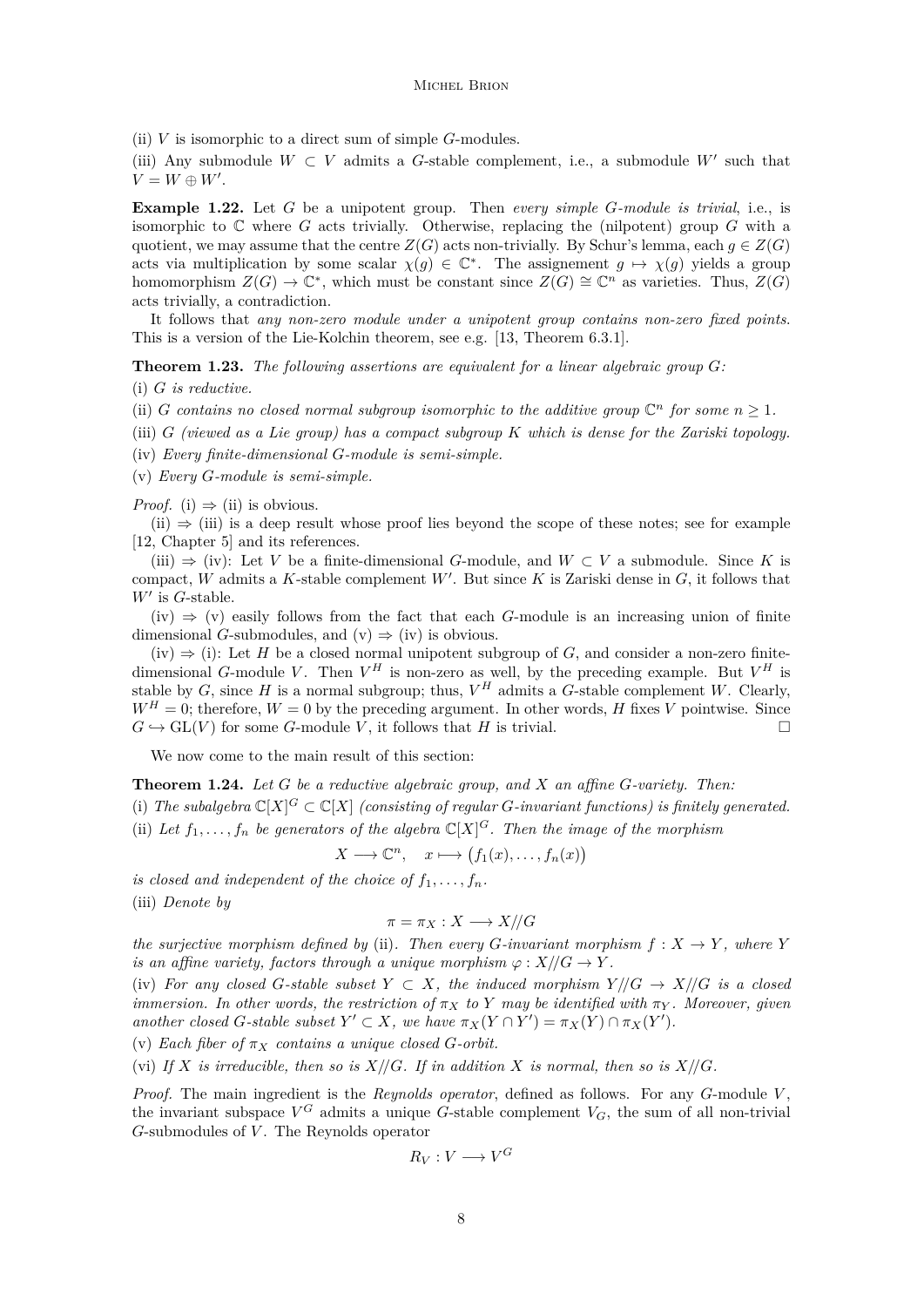(ii) $V$ is isomorphic to a direct sum of simple $G$-modules.

(iii) Any submodule $W \subset V$ admits a $G$-stable complement, i.e., a submodule $W'$ such that $V = W \oplus W'$.

**Example 1.22.** Let $G$ be a unipotent group. Then *every simple $G$-module is trivial*, i.e., is isomorphic to $\mathbb{C}$ where $G$ acts trivially. Otherwise, replacing the (nilpotent) group $G$ with a quotient, we may assume that the centre $Z(G)$ acts non-trivially. By Schur's lemma, each $g \in Z(G)$ acts via multiplication by some scalar $\chi(g) \in \mathbb{C}^*$. The assignement $g \mapsto \chi(g)$ yields a group homomorphism $Z(G) \to \mathbb{C}^*$, which must be constant since $Z(G) \cong \mathbb{C}^n$ as varieties. Thus, $Z(G)$ acts trivially, a contradiction.

It follows that *any non-zero module under a unipotent group contains non-zero fixed points.* This is a version of the Lie-Kolchin theorem, see e.g. [13, Theorem 6.3.1].

**Theorem 1.23.** *The following assertions are equivalent for a linear algebraic group $G$:*

(i) *$G$ is reductive.*

(ii) *$G$ contains no closed normal subgroup isomorphic to the additive group $\mathbb{C}^n$ for some $n \geq 1$.*

(iii) *$G$ (viewed as a Lie group) has a compact subgroup $K$ which is dense for the Zariski topology.*

(iv) *Every finite-dimensional $G$-module is semi-simple.*

(v) *Every $G$-module is semi-simple.*

*Proof.* (i) $\Rightarrow$ (ii) is obvious.

(ii) $\Rightarrow$ (iii) is a deep result whose proof lies beyond the scope of these notes; see for example [12, Chapter 5] and its references.

(iii) $\Rightarrow$ (iv): Let $V$ be a finite-dimensional $G$-module, and $W \subset V$ a submodule. Since $K$ is compact, $W$ admits a $K$-stable complement $W'$. But since $K$ is Zariski dense in $G$, it follows that $W'$ is $G$-stable.

(iv) $\Rightarrow$ (v) easily follows from the fact that each $G$-module is an increasing union of finite dimensional $G$-submodules, and (v) $\Rightarrow$ (iv) is obvious.

(iv) $\Rightarrow$ (i): Let $H$ be a closed normal unipotent subgroup of $G$, and consider a non-zero finite-dimensional $G$-module $V$. Then $V^H$ is non-zero as well, by the preceding example. But $V^H$ is stable by $G$, since $H$ is a normal subgroup; thus, $V^H$ admits a $G$-stable complement $W$. Clearly, $W^H = 0$; therefore, $W = 0$ by the preceding argument. In other words, $H$ fixes $V$ pointwise. Since $G \hookrightarrow \mathrm{GL}(V)$ for some $G$-module $V$, it follows that $H$ is trivial. $\square$

We now come to the main result of this section:

**Theorem 1.24.** *Let $G$ be a reductive algebraic group, and $X$ an affine $G$-variety. Then:*

(i) *The subalgebra $\mathbb{C}[X]^G \subset \mathbb{C}[X]$ (consisting of regular $G$-invariant functions) is finitely generated.*

(ii) *Let $f_1, \ldots, f_n$ be generators of the algebra $\mathbb{C}[X]^G$. Then the image of the morphism*

$$X \longrightarrow \mathbb{C}^n, \quad x \longmapsto \big(f_1(x), \ldots, f_n(x)\big)$$

*is closed and independent of the choice of $f_1, \ldots, f_n$.*

(iii) *Denote by*

$$\pi = \pi_X : X \longrightarrow X/\!/G$$

*the surjective morphism defined by* (ii). *Then every $G$-invariant morphism $f : X \to Y$, where $Y$ is an affine variety, factors through a unique morphism $\varphi : X/\!/G \to Y$.*

(iv) *For any closed $G$-stable subset $Y \subset X$, the induced morphism $Y/\!/G \to X/\!/G$ is a closed immersion. In other words, the restriction of $\pi_X$ to $Y$ may be identified with $\pi_Y$. Moreover, given another closed $G$-stable subset $Y' \subset X$, we have $\pi_X(Y \cap Y') = \pi_X(Y) \cap \pi_X(Y')$.*

(v) *Each fiber of $\pi_X$ contains a unique closed $G$-orbit.*

(vi) *If $X$ is irreducible, then so is $X/\!/G$. If in addition $X$ is normal, then so is $X/\!/G$.*

*Proof.* The main ingredient is the *Reynolds operator*, defined as follows. For any $G$-module $V$, the invariant subspace $V^G$ admits a unique $G$-stable complement $V_G$, the sum of all non-trivial $G$-submodules of $V$. The Reynolds operator

$$R_V : V \longrightarrow V^G$$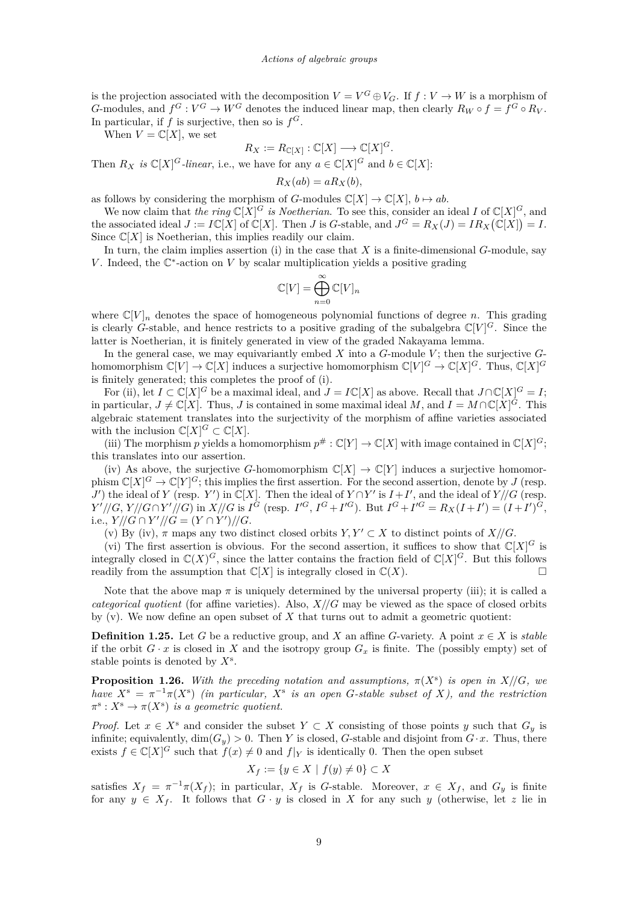is the projection associated with the decomposition $V = V^G \oplus V_G$. If $f : V \to W$ is a morphism of $G$-modules, and $f^G : V^G \to W^G$ denotes the induced linear map, then clearly $R_W \circ f = f^G \circ R_V$. In particular, if $f$ is surjective, then so is $f^G$.

When $V = \mathbb{C}[X]$, we set

$$R_X := R_{\mathbb{C}[X]} : \mathbb{C}[X] \longrightarrow \mathbb{C}[X]^G.$$

Then $R_X$ *is* $\mathbb{C}[X]^G$*-linear*, i.e., we have for any $a \in \mathbb{C}[X]^G$ and $b \in \mathbb{C}[X]$:

$$R_X(ab) = aR_X(b),$$

as follows by considering the morphism of $G$-modules $\mathbb{C}[X] \to \mathbb{C}[X]$, $b \mapsto ab$.

We now claim that *the ring* $\mathbb{C}[X]^G$ *is Noetherian*. To see this, consider an ideal $I$ of $\mathbb{C}[X]^G$, and the associated ideal $J := I\mathbb{C}[X]$ of $\mathbb{C}[X]$. Then $J$ is $G$-stable, and $J^G = R_X(J) = IR_X\big(\mathbb{C}[X]\big) = I$. Since $\mathbb{C}[X]$ is Noetherian, this implies readily our claim.

In turn, the claim implies assertion (i) in the case that $X$ is a finite-dimensional $G$-module, say $V$. Indeed, the $\mathbb{C}^*$-action on $V$ by scalar multiplication yields a positive grading

$$\mathbb{C}[V] = \bigoplus_{n=0}^{\infty} \mathbb{C}[V]_n$$

where $\mathbb{C}[V]_n$ denotes the space of homogeneous polynomial functions of degree $n$. This grading is clearly $G$-stable, and hence restricts to a positive grading of the subalgebra $\mathbb{C}[V]^G$. Since the latter is Noetherian, it is finitely generated in view of the graded Nakayama lemma.

In the general case, we may equivariantly embed $X$ into a $G$-module $V$; then the surjective $G$-homomorphism $\mathbb{C}[V] \to \mathbb{C}[X]$ induces a surjective homomorphism $\mathbb{C}[V]^G \to \mathbb{C}[X]^G$. Thus, $\mathbb{C}[X]^G$ is finitely generated; this completes the proof of (i).

For (ii), let $I \subset \mathbb{C}[X]^G$ be a maximal ideal, and $J = I\mathbb{C}[X]$ as above. Recall that $J \cap \mathbb{C}[X]^G = I$; in particular, $J \neq \mathbb{C}[X]$. Thus, $J$ is contained in some maximal ideal $M$, and $I = M \cap \mathbb{C}[X]^G$. This algebraic statement translates into the surjectivity of the morphism of affine varieties associated with the inclusion $\mathbb{C}[X]^G \subset \mathbb{C}[X]$.

(iii) The morphism $p$ yields a homomorphism $p^\# : \mathbb{C}[Y] \to \mathbb{C}[X]$ with image contained in $\mathbb{C}[X]^G$; this translates into our assertion.

(iv) As above, the surjective $G$-homomorphism $\mathbb{C}[X] \to \mathbb{C}[Y]$ induces a surjective homomorphism $\mathbb{C}[X]^G \to \mathbb{C}[Y]^G$; this implies the first assertion. For the second assertion, denote by $J$ (resp. $J'$) the ideal of $Y$ (resp. $Y'$) in $\mathbb{C}[X]$. Then the ideal of $Y \cap Y'$ is $I + I'$, and the ideal of $Y/\!/G$ (resp. $Y'/\!/G$, $Y/\!/G \cap Y'/\!/G$) in $X/\!/G$ is $I^G$ (resp. $I'^G$, $I^G + I'^G$). But $I^G + I'^G = R_X(I + I') = (I + I')^G$, i.e., $Y/\!/G \cap Y'/\!/G = (Y \cap Y')/\!/G$.

(v) By (iv), $\pi$ maps any two distinct closed orbits $Y, Y' \subset X$ to distinct points of $X/\!/G$.

(vi) The first assertion is obvious. For the second assertion, it suffices to show that $\mathbb{C}[X]^G$ is integrally closed in $\mathbb{C}(X)^G$, since the latter contains the fraction field of $\mathbb{C}[X]^G$. But this follows readily from the assumption that $\mathbb{C}[X]$ is integrally closed in $\mathbb{C}(X)$. $\square$

Note that the above map $\pi$ is uniquely determined by the universal property (iii); it is called a *categorical quotient* (for affine varieties). Also, $X/\!/G$ may be viewed as the space of closed orbits by (v). We now define an open subset of $X$ that turns out to admit a geometric quotient:

**Definition 1.25.** Let $G$ be a reductive group, and $X$ an affine $G$-variety. A point $x \in X$ is *stable* if the orbit $G \cdot x$ is closed in $X$ and the isotropy group $G_x$ is finite. The (possibly empty) set of stable points is denoted by $X^{\mathrm{s}}$.

**Proposition 1.26.** *With the preceding notation and assumptions, $\pi(X^{\mathrm{s}})$ is open in $X/\!/G$, we have $X^{\mathrm{s}} = \pi^{-1}\pi(X^{\mathrm{s}})$ (in particular, $X^{\mathrm{s}}$ is an open $G$-stable subset of $X$), and the restriction $\pi^{\mathrm{s}} : X^{\mathrm{s}} \to \pi(X^{\mathrm{s}})$ is a geometric quotient.*

*Proof.* Let $x \in X^{\mathrm{s}}$ and consider the subset $Y \subset X$ consisting of those points $y$ such that $G_y$ is infinite; equivalently, $\dim(G_y) > 0$. Then $Y$ is closed, $G$-stable and disjoint from $G \cdot x$. Thus, there exists $f \in \mathbb{C}[X]^G$ such that $f(x) \neq 0$ and $f|_Y$ is identically 0. Then the open subset

$$X_f := \{y \in X \mid f(y) \neq 0\} \subset X$$

satisfies $X_f = \pi^{-1}\pi(X_f)$; in particular, $X_f$ is $G$-stable. Moreover, $x \in X_f$, and $G_y$ is finite for any $y \in X_f$. It follows that $G \cdot y$ is closed in $X$ for any such $y$ (otherwise, let $z$ lie in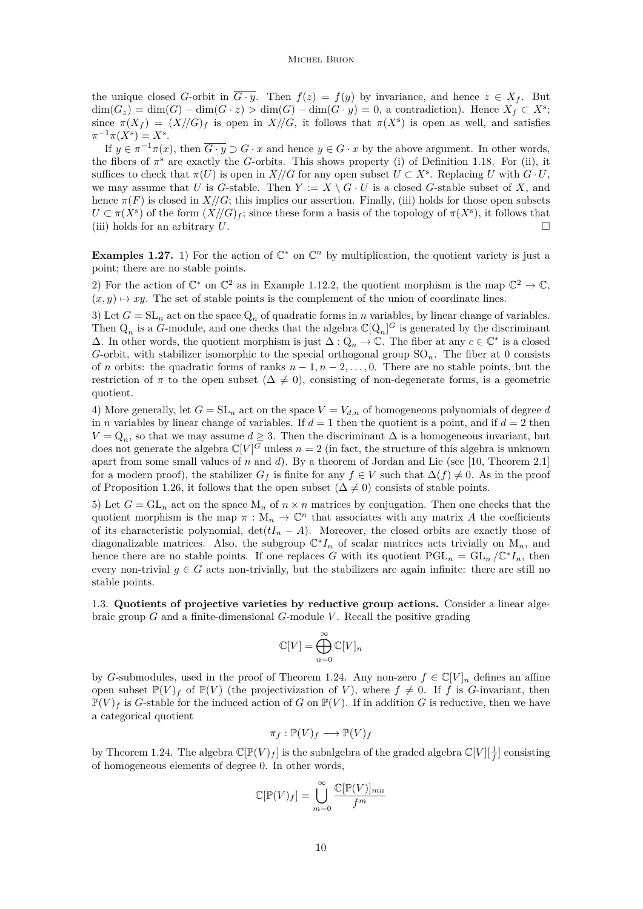the unique closed $G$-orbit in $\overline{G \cdot y}$. Then $f(z) = f(y)$ by invariance, and hence $z \in X_f$. But $\dim(G_z) = \dim(G) - \dim(G \cdot z) > \dim(G) - \dim(G \cdot y) = 0$, a contradiction). Hence $X_f \subset X^{\mathrm{s}}$; since $\pi(X_f) = (X/\!/G)_f$ is open in $X/\!/G$, it follows that $\pi(X^{\mathrm{s}})$ is open as well, and satisfies $\pi^{-1}\pi(X^{\mathrm{s}}) = X^{\mathrm{s}}$.

If $y \in \pi^{-1}\pi(x)$, then $\overline{G \cdot y} \supset G \cdot x$ and hence $y \in G \cdot x$ by the above argument. In other words, the fibers of $\pi^{\mathrm{s}}$ are exactly the $G$-orbits. This shows property (i) of Definition 1.18. For (ii), it suffices to check that $\pi(U)$ is open in $X/\!/G$ for any open subset $U \subset X^{\mathrm{s}}$. Replacing $U$ with $G \cdot U$, we may assume that $U$ is $G$-stable. Then $Y := X \setminus G \cdot U$ is a closed $G$-stable subset of $X$, and hence $\pi(F)$ is closed in $X/\!/G$; this implies our assertion. Finally, (iii) holds for those open subsets $U \subset \pi(X^{\mathrm{s}})$ of the form $(X/\!/G)_f$; since these form a basis of the topology of $\pi(X^{\mathrm{s}})$, it follows that (iii) holds for an arbitrary $U$. $\square$

**Examples 1.27.** 1) For the action of $\mathbb{C}^*$ on $\mathbb{C}^n$ by multiplication, the quotient variety is just a point; there are no stable points.

2) For the action of $\mathbb{C}^*$ on $\mathbb{C}^2$ as in Example 1.12.2, the quotient morphism is the map $\mathbb{C}^2 \to \mathbb{C}$, $(x, y) \mapsto xy$. The set of stable points is the complement of the union of coordinate lines.

3) Let $G = \mathrm{SL}_n$ act on the space $\mathrm{Q}_n$ of quadratic forms in $n$ variables, by linear change of variables. Then $\mathrm{Q}_n$ is a $G$-module, and one checks that the algebra $\mathbb{C}[\mathrm{Q}_n]^G$ is generated by the discriminant $\Delta$. In other words, the quotient morphism is just $\Delta : \mathrm{Q}_n \to \mathbb{C}$. The fiber at any $c \in \mathbb{C}^*$ is a closed $G$-orbit, with stabilizer isomorphic to the special orthogonal group $\mathrm{SO}_n$. The fiber at 0 consists of $n$ orbits: the quadratic forms of ranks $n-1, n-2, \ldots, 0$. There are no stable points, but the restriction of $\pi$ to the open subset $(\Delta \neq 0)$, consisting of non-degenerate forms, is a geometric quotient.

4) More generally, let $G = \mathrm{SL}_n$ act on the space $V = V_{d,n}$ of homogeneous polynomials of degree $d$ in $n$ variables by linear change of variables. If $d = 1$ then the quotient is a point, and if $d = 2$ then $V = \mathrm{Q}_n$, so that we may assume $d \geq 3$. Then the discriminant $\Delta$ is a homogeneous invariant, but does not generate the algebra $\mathbb{C}[V]^G$ unless $n = 2$ (in fact, the structure of this algebra is unknown apart from some small values of $n$ and $d$). By a theorem of Jordan and Lie (see [10, Theorem 2.1] for a modern proof), the stabilizer $G_f$ is finite for any $f \in V$ such that $\Delta(f) \neq 0$. As in the proof of Proposition 1.26, it follows that the open subset $(\Delta \neq 0)$ consists of stable points.

5) Let $G = \mathrm{GL}_n$ act on the space $\mathrm{M}_n$ of $n \times n$ matrices by conjugation. Then one checks that the quotient morphism is the map $\pi : \mathrm{M}_n \to \mathbb{C}^n$ that associates with any matrix $A$ the coefficients of its characteristic polynomial, $\det(tI_n - A)$. Moreover, the closed orbits are exactly those of diagonalizable matrices. Also, the subgroup $\mathbb{C}^* I_n$ of scalar matrices acts trivially on $\mathrm{M}_n$, and hence there are no stable points. If one replaces $G$ with its quotient $\mathrm{PGL}_n = \mathrm{GL}_n / \mathbb{C}^* I_n$, then every non-trivial $g \in G$ acts non-trivially, but the stabilizers are again infinite: there are still no stable points.

1.3. **Quotients of projective varieties by reductive group actions.** Consider a linear algebraic group $G$ and a finite-dimensional $G$-module $V$. Recall the positive grading

$$\mathbb{C}[V] = \bigoplus_{n=0}^{\infty} \mathbb{C}[V]_n$$

by $G$-submodules, used in the proof of Theorem 1.24. Any non-zero $f \in \mathbb{C}[V]_n$ defines an affine open subset $\mathbb{P}(V)_f$ of $\mathbb{P}(V)$ (the projectivization of $V$), where $f \neq 0$. If $f$ is $G$-invariant, then $\mathbb{P}(V)_f$ is $G$-stable for the induced action of $G$ on $\mathbb{P}(V)$. If in addition $G$ is reductive, then we have a categorical quotient

$$\pi_f : \mathbb{P}(V)_f \longrightarrow \mathbb{P}(V)_f$$

by Theorem 1.24. The algebra $\mathbb{C}[\mathbb{P}(V)_f]$ is the subalgebra of the graded algebra $\mathbb{C}[V][\frac{1}{f}]$ consisting of homogeneous elements of degree 0. In other words,

$$\mathbb{C}[\mathbb{P}(V)_f] = \bigcup_{m=0}^{\infty} \frac{\mathbb{C}[\mathbb{P}(V)]_{mn}}{f^m}$$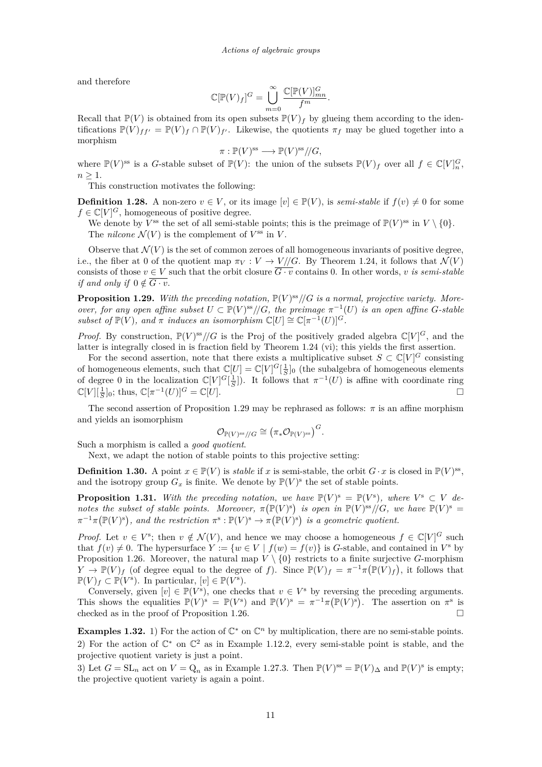and therefore

$$\mathbb{C}[\mathbb{P}(V)_f]^G = \bigcup_{m=0}^{\infty} \frac{\mathbb{C}[\mathbb{P}(V)]^G_{mn}}{f^m}.$$

Recall that $\mathbb{P}(V)$ is obtained from its open subsets $\mathbb{P}(V)_f$ by glueing them according to the identifications $\mathbb{P}(V)_{ff'} = \mathbb{P}(V)_f \cap \mathbb{P}(V)_{f'}$. Likewise, the quotients $\pi_f$ may be glued together into a morphism

$$\pi : \mathbb{P}(V)^{\mathrm{ss}} \longrightarrow \mathbb{P}(V)^{\mathrm{ss}}/\!/G,$$

where $\mathbb{P}(V)^{\mathrm{ss}}$ is a $G$-stable subset of $\mathbb{P}(V)$: the union of the subsets $\mathbb{P}(V)_f$ over all $f \in \mathbb{C}[V]^G_n$, $n \geq 1$.

This construction motivates the following:

**Definition 1.28.** A non-zero $v \in V$, or its image $[v] \in \mathbb{P}(V)$, is *semi-stable* if $f(v) \neq 0$ for some $f \in \mathbb{C}[V]^G$, homogeneous of positive degree.

We denote by $V^{\mathrm{ss}}$ the set of all semi-stable points; this is the preimage of $\mathbb{P}(V)^{\mathrm{ss}}$ in $V \setminus \{0\}$.

The *nilcone* $\mathcal{N}(V)$ is the complement of $V^{\mathrm{ss}}$ in $V$.

Observe that $\mathcal{N}(V)$ is the set of common zeroes of all homogeneous invariants of positive degree, i.e., the fiber at 0 of the quotient map $\pi_V : V \to V/\!/G$. By Theorem 1.24, it follows that $\mathcal{N}(V)$ consists of those $v \in V$ such that the orbit closure $\overline{G \cdot v}$ contains 0. In other words, *$v$ is semi-stable if and only if $0 \notin \overline{G \cdot v}$.*

**Proposition 1.29.** *With the preceding notation, $\mathbb{P}(V)^{\mathrm{ss}}/\!/G$ is a normal, projective variety. Moreover, for any open affine subset $U \subset \mathbb{P}(V)^{\mathrm{ss}}/\!/G$, the preimage $\pi^{-1}(U)$ is an open affine $G$-stable subset of $\mathbb{P}(V)$, and $\pi$ induces an isomorphism $\mathbb{C}[U] \cong \mathbb{C}[\pi^{-1}(U)]^G$.*

*Proof.* By construction, $\mathbb{P}(V)^{\mathrm{ss}}/\!/G$ is the Proj of the positively graded algebra $\mathbb{C}[V]^G$, and the latter is integrally closed in is fraction field by Theorem 1.24 (vi); this yields the first assertion.

For the second assertion, note that there exists a multiplicative subset $S \subset \mathbb{C}[V]^G$ consisting of homogeneous elements, such that $\mathbb{C}[U] = \mathbb{C}[V]^G[\frac{1}{S}]_0$ (the subalgebra of homogeneous elements of degree 0 in the localization $\mathbb{C}[V]^G[\frac{1}{S}]$). It follows that $\pi^{-1}(U)$ is affine with coordinate ring $\mathbb{C}[V][\frac{1}{S}]_0$; thus, $\mathbb{C}[\pi^{-1}(U)]^G = \mathbb{C}[U]$. □

The second assertion of Proposition 1.29 may be rephrased as follows: $\pi$ is an affine morphism and yields an isomorphism

$$\mathcal{O}_{\mathbb{P}(V)^{\mathrm{ss}}/\!/G} \cong \left(\pi_* \mathcal{O}_{\mathbb{P}(V)^{\mathrm{ss}}}\right)^G.$$

Such a morphism is called a *good quotient*.

Next, we adapt the notion of stable points to this projective setting:

**Definition 1.30.** A point $x \in \mathbb{P}(V)$ is *stable* if $x$ is semi-stable, the orbit $G \cdot x$ is closed in $\mathbb{P}(V)^{\mathrm{ss}}$, and the isotropy group $G_x$ is finite. We denote by $\mathbb{P}(V)^{\mathrm{s}}$ the set of stable points.

**Proposition 1.31.** *With the preceding notation, we have $\mathbb{P}(V)^{\mathrm{s}} = \mathbb{P}(V^{\mathrm{s}})$, where $V^{\mathrm{s}} \subset V$ denotes the subset of stable points. Moreover, $\pi\big(\mathbb{P}(V)^{\mathrm{s}}\big)$ is open in $\mathbb{P}(V)^{\mathrm{ss}}/\!/G$, we have $\mathbb{P}(V)^{\mathrm{s}} = \pi^{-1}\pi\big(\mathbb{P}(V)^{\mathrm{s}}\big)$, and the restriction $\pi^{\mathrm{s}} : \mathbb{P}(V)^{\mathrm{s}} \to \pi\big(\mathbb{P}(V)^{\mathrm{s}}\big)$ is a geometric quotient.*

*Proof.* Let $v \in V^{\mathrm{s}}$; then $v \notin \mathcal{N}(V)$, and hence we may choose a homogeneous $f \in \mathbb{C}[V]^G$ such that $f(v) \neq 0$. The hypersurface $Y := \{w \in V \mid f(w) = f(v)\}$ is $G$-stable, and contained in $V^{\mathrm{s}}$ by Proposition 1.26. Moreover, the natural map $V \setminus \{0\}$ restricts to a finite surjective $G$-morphism $Y \to \mathbb{P}(V)_f$ (of degree equal to the degree of $f$). Since $\mathbb{P}(V)_f = \pi^{-1}\pi\big(\mathbb{P}(V)_f\big)$, it follows that $\mathbb{P}(V)_f \subset \mathbb{P}(V^{\mathrm{s}})$. In particular, $[v] \in \mathbb{P}(V^{\mathrm{s}})$.

Conversely, given $[v] \in \mathbb{P}(V^{\mathrm{s}})$, one checks that $v \in V^{\mathrm{s}}$ by reversing the preceding arguments. This shows the equalities $\mathbb{P}(V)^{\mathrm{s}} = \mathbb{P}(V^{\mathrm{s}})$ and $\mathbb{P}(V)^{\mathrm{s}} = \pi^{-1}\pi\big(\mathbb{P}(V)^{\mathrm{s}}\big)$. The assertion on $\pi^{\mathrm{s}}$ is checked as in the proof of Proposition 1.26. □

**Examples 1.32.** 1) For the action of $\mathbb{C}^*$ on $\mathbb{C}^n$ by multiplication, there are no semi-stable points.

2) For the action of $\mathbb{C}^*$ on $\mathbb{C}^2$ as in Example 1.12.2, every semi-stable point is stable, and the projective quotient variety is just a point.

3) Let $G = \mathrm{SL}_n$ act on $V = \mathrm{Q}_n$ as in Example 1.27.3. Then $\mathbb{P}(V)^{\mathrm{ss}} = \mathbb{P}(V)_\Delta$ and $\mathbb{P}(V)^{\mathrm{s}}$ is empty; the projective quotient variety is again a point.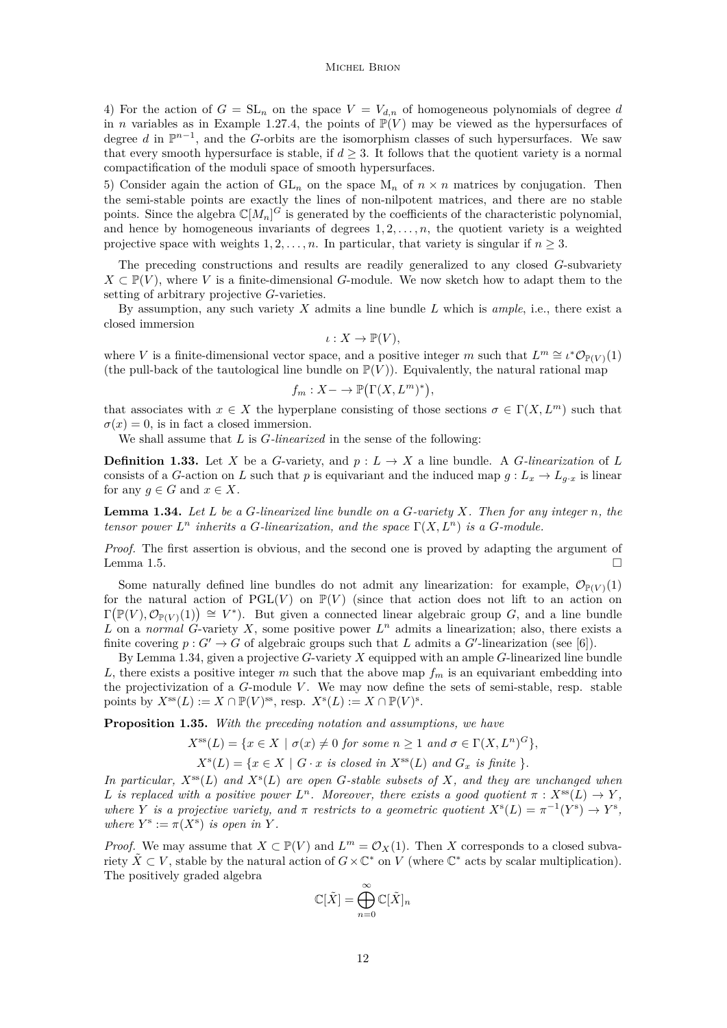4) For the action of $G = \mathrm{SL}_n$ on the space $V = V_{d,n}$ of homogeneous polynomials of degree $d$ in $n$ variables as in Example 1.27.4, the points of $\mathbb{P}(V)$ may be viewed as the hypersurfaces of degree $d$ in $\mathbb{P}^{n-1}$, and the $G$-orbits are the isomorphism classes of such hypersurfaces. We saw that every smooth hypersurface is stable, if $d \geq 3$. It follows that the quotient variety is a normal compactification of the moduli space of smooth hypersurfaces.

5) Consider again the action of $\mathrm{GL}_n$ on the space $\mathrm{M}_n$ of $n \times n$ matrices by conjugation. Then the semi-stable points are exactly the lines of non-nilpotent matrices, and there are no stable points. Since the algebra $\mathbb{C}[M_n]^G$ is generated by the coefficients of the characteristic polynomial, and hence by homogeneous invariants of degrees $1, 2, \ldots, n$, the quotient variety is a weighted projective space with weights $1, 2, \ldots, n$. In particular, that variety is singular if $n \geq 3$.

The preceding constructions and results are readily generalized to any closed $G$-subvariety $X \subset \mathbb{P}(V)$, where $V$ is a finite-dimensional $G$-module. We now sketch how to adapt them to the setting of arbitrary projective $G$-varieties.

By assumption, any such variety $X$ admits a line bundle $L$ which is *ample*, i.e., there exist a closed immersion

$$\iota : X \to \mathbb{P}(V),$$

where $V$ is a finite-dimensional vector space, and a positive integer $m$ such that $L^m \cong \iota^*\mathcal{O}_{\mathbb{P}(V)}(1)$ (the pull-back of the tautological line bundle on $\mathbb{P}(V)$). Equivalently, the natural rational map

$$f_m : X - \to \mathbb{P}\big(\Gamma(X, L^m)^*\big),$$

that associates with $x \in X$ the hyperplane consisting of those sections $\sigma \in \Gamma(X, L^m)$ such that $\sigma(x) = 0$, is in fact a closed immersion.

We shall assume that $L$ is *G-linearized* in the sense of the following:

**Definition 1.33.** Let $X$ be a $G$-variety, and $p : L \to X$ a line bundle. A *G-linearization* of $L$ consists of a $G$-action on $L$ such that $p$ is equivariant and the induced map $g : L_x \to L_{g \cdot x}$ is linear for any $g \in G$ and $x \in X$.

**Lemma 1.34.** *Let $L$ be a $G$-linearized line bundle on a $G$-variety $X$. Then for any integer $n$, the tensor power $L^n$ inherits a $G$-linearization, and the space $\Gamma(X, L^n)$ is a $G$-module.*

*Proof.* The first assertion is obvious, and the second one is proved by adapting the argument of Lemma 1.5. □

Some naturally defined line bundles do not admit any linearization: for example, $\mathcal{O}_{\mathbb{P}(V)}(1)$ for the natural action of $\mathrm{PGL}(V)$ on $\mathbb{P}(V)$ (since that action does not lift to an action on $\Gamma\big(\mathbb{P}(V), \mathcal{O}_{\mathbb{P}(V)}(1)\big) \cong V^*$). But given a connected linear algebraic group $G$, and a line bundle $L$ on a *normal* $G$-variety $X$, some positive power $L^n$ admits a linearization; also, there exists a finite covering $p : G' \to G$ of algebraic groups such that $L$ admits a $G'$-linearization (see [6]).

By Lemma 1.34, given a projective $G$-variety $X$ equipped with an ample $G$-linearized line bundle $L$, there exists a positive integer $m$ such that the above map $f_m$ is an equivariant embedding into the projectivization of a $G$-module $V$. We may now define the sets of semi-stable, resp. stable points by $X^{\mathrm{ss}}(L) := X \cap \mathbb{P}(V)^{\mathrm{ss}}$, resp. $X^{\mathrm{s}}(L) := X \cap \mathbb{P}(V)^{\mathrm{s}}$.

**Proposition 1.35.** *With the preceding notation and assumptions, we have*

$$X^{\mathrm{ss}}(L) = \{x \in X \mid \sigma(x) \neq 0 \text{ for some } n \geq 1 \text{ and } \sigma \in \Gamma(X, L^n)^G\},$$

$$X^{\mathrm{s}}(L) = \{x \in X \mid G \cdot x \text{ is closed in } X^{\mathrm{ss}}(L) \text{ and } G_x \text{ is finite }\}.$$

*In particular, $X^{\mathrm{ss}}(L)$ and $X^{\mathrm{s}}(L)$ are open $G$-stable subsets of $X$, and they are unchanged when $L$ is replaced with a positive power $L^n$. Moreover, there exists a good quotient $\pi : X^{\mathrm{ss}}(L) \to Y$, where $Y$ is a projective variety, and $\pi$ restricts to a geometric quotient $X^{\mathrm{s}}(L) = \pi^{-1}(Y^{\mathrm{s}}) \to Y^{\mathrm{s}}$, where $Y^{\mathrm{s}} := \pi(X^{\mathrm{s}})$ is open in $Y$.*

*Proof.* We may assume that $X \subset \mathbb{P}(V)$ and $L^m = \mathcal{O}_X(1)$. Then $X$ corresponds to a closed subvariety $\tilde{X} \subset V$, stable by the natural action of $G \times \mathbb{C}^*$ on $V$ (where $\mathbb{C}^*$ acts by scalar multiplication). The positively graded algebra

$$\mathbb{C}[\tilde{X}] = \bigoplus_{n=0}^{\infty} \mathbb{C}[\tilde{X}]_n$$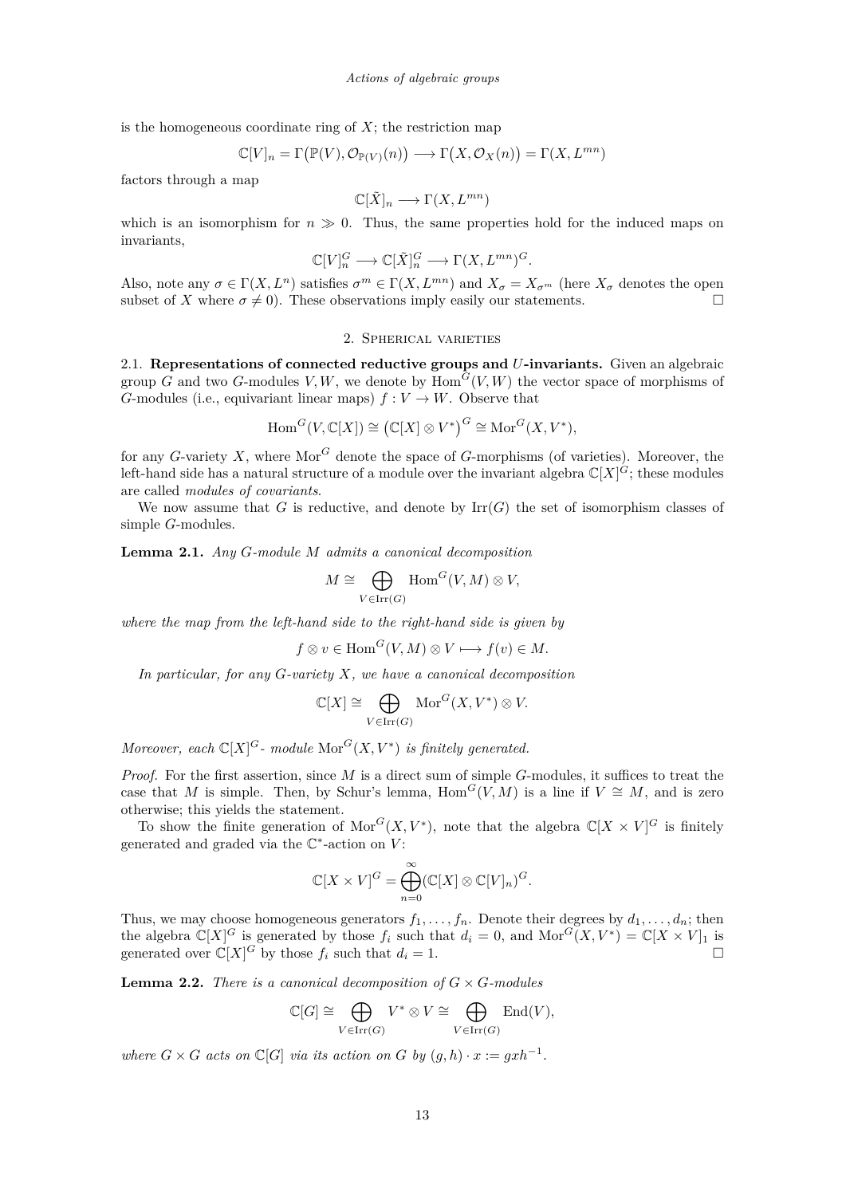is the homogeneous coordinate ring of $X$; the restriction map

$$\mathbb{C}[V]_n = \Gamma\big(\mathbb{P}(V), \mathcal{O}_{\mathbb{P}(V)}(n)\big) \longrightarrow \Gamma\big(X, \mathcal{O}_X(n)\big) = \Gamma(X, L^{mn})$$

factors through a map

$$\mathbb{C}[\tilde{X}]_n \longrightarrow \Gamma(X, L^{mn})$$

which is an isomorphism for $n \gg 0$. Thus, the same properties hold for the induced maps on invariants,

$$\mathbb{C}[V]_n^G \longrightarrow \mathbb{C}[\tilde{X}]_n^G \longrightarrow \Gamma(X, L^{mn})^G.$$

Also, note any $\sigma \in \Gamma(X, L^n)$ satisfies $\sigma^m \in \Gamma(X, L^{mn})$ and $X_\sigma = X_{\sigma^m}$ (here $X_\sigma$ denotes the open subset of $X$ where $\sigma \neq 0$). These observations imply easily our statements. □

## 2. Spherical varieties

2.1. **Representations of connected reductive groups and $U$-invariants.** Given an algebraic group $G$ and two $G$-modules $V, W$, we denote by $\mathrm{Hom}^G(V, W)$ the vector space of morphisms of $G$-modules (i.e., equivariant linear maps) $f : V \to W$. Observe that

$$\mathrm{Hom}^G(V, \mathbb{C}[X]) \cong \big(\mathbb{C}[X] \otimes V^*\big)^G \cong \mathrm{Mor}^G(X, V^*),$$

for any $G$-variety $X$, where $\mathrm{Mor}^G$ denote the space of $G$-morphisms (of varieties). Moreover, the left-hand side has a natural structure of a module over the invariant algebra $\mathbb{C}[X]^G$; these modules are called *modules of covariants*.

We now assume that $G$ is reductive, and denote by $\mathrm{Irr}(G)$ the set of isomorphism classes of simple $G$-modules.

**Lemma 2.1.** *Any $G$-module $M$ admits a canonical decomposition*

$$M \cong \bigoplus_{V \in \mathrm{Irr}(G)} \mathrm{Hom}^G(V, M) \otimes V,$$

*where the map from the left-hand side to the right-hand side is given by*

$$f \otimes v \in \mathrm{Hom}^G(V, M) \otimes V \longmapsto f(v) \in M.$$

*In particular, for any $G$-variety $X$, we have a canonical decomposition*

$$\mathbb{C}[X] \cong \bigoplus_{V \in \mathrm{Irr}(G)} \mathrm{Mor}^G(X, V^*) \otimes V.$$

*Moreover, each $\mathbb{C}[X]^G$- module $\mathrm{Mor}^G(X, V^*)$ is finitely generated.*

*Proof.* For the first assertion, since $M$ is a direct sum of simple $G$-modules, it suffices to treat the case that $M$ is simple. Then, by Schur's lemma, $\mathrm{Hom}^G(V, M)$ is a line if $V \cong M$, and is zero otherwise; this yields the statement.

To show the finite generation of $\mathrm{Mor}^G(X, V^*)$, note that the algebra $\mathbb{C}[X \times V]^G$ is finitely generated and graded via the $\mathbb{C}^*$-action on $V$:

$$\mathbb{C}[X \times V]^G = \bigoplus_{n=0}^{\infty} (\mathbb{C}[X] \otimes \mathbb{C}[V]_n)^G.$$

Thus, we may choose homogeneous generators $f_1, \ldots, f_n$. Denote their degrees by $d_1, \ldots, d_n$; then the algebra $\mathbb{C}[X]^G$ is generated by those $f_i$ such that $d_i = 0$, and $\mathrm{Mor}^G(X, V^*) = \mathbb{C}[X \times V]_1$ is generated over $\mathbb{C}[X]^G$ by those $f_i$ such that $d_i = 1$. □

**Lemma 2.2.** *There is a canonical decomposition of $G \times G$-modules*

$$\mathbb{C}[G] \cong \bigoplus_{V \in \mathrm{Irr}(G)} V^* \otimes V \cong \bigoplus_{V \in \mathrm{Irr}(G)} \mathrm{End}(V),$$

*where $G \times G$ acts on $\mathbb{C}[G]$ via its action on $G$ by $(g, h) \cdot x := gxh^{-1}$.*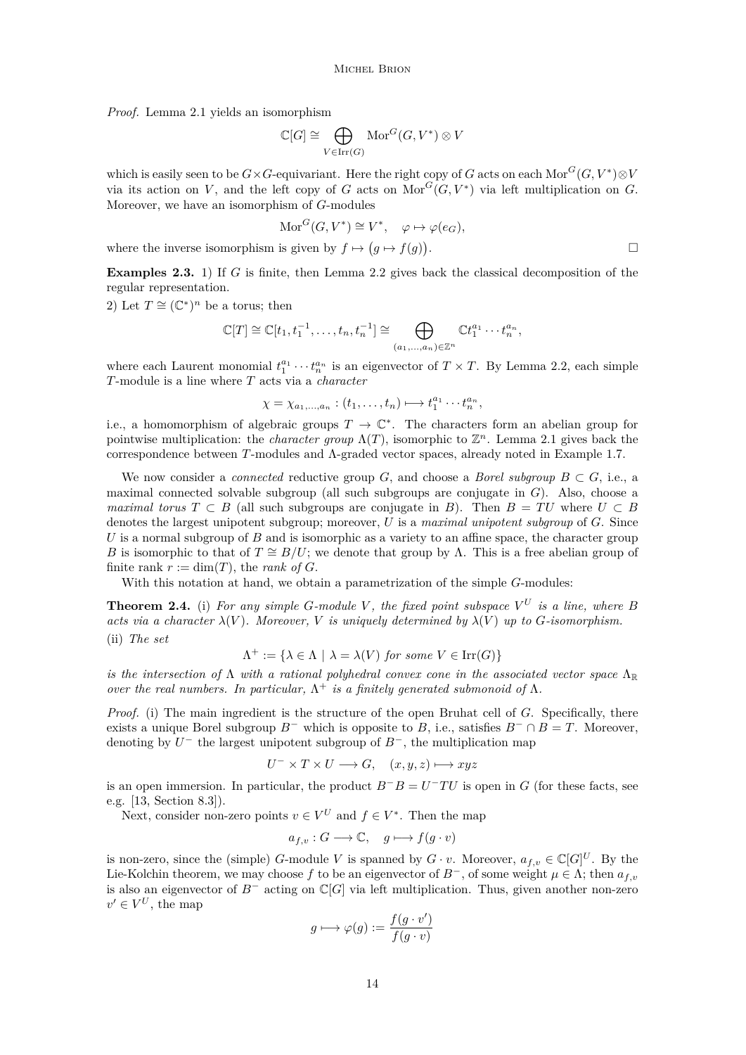*Proof.* Lemma 2.1 yields an isomorphism

$$\mathbb{C}[G] \cong \bigoplus_{V \in \mathrm{Irr}(G)} \mathrm{Mor}^G(G, V^*) \otimes V$$

which is easily seen to be $G \times G$-equivariant. Here the right copy of $G$ acts on each $\mathrm{Mor}^G(G, V^*) \otimes V$ via its action on $V$, and the left copy of $G$ acts on $\mathrm{Mor}^G(G, V^*)$ via left multiplication on $G$. Moreover, we have an isomorphism of $G$-modules

$$\mathrm{Mor}^G(G, V^*) \cong V^*, \quad \varphi \mapsto \varphi(e_G),$$

where the inverse isomorphism is given by $f \mapsto \big(g \mapsto f(g)\big)$. □

**Examples 2.3.** 1) If $G$ is finite, then Lemma 2.2 gives back the classical decomposition of the regular representation.

2) Let $T \cong (\mathbb{C}^*)^n$ be a torus; then

$$\mathbb{C}[T] \cong \mathbb{C}[t_1, t_1^{-1}, \ldots, t_n, t_n^{-1}] \cong \bigoplus_{(a_1, \ldots, a_n) \in \mathbb{Z}^n} \mathbb{C} t_1^{a_1} \cdots t_n^{a_n},$$

where each Laurent monomial $t_1^{a_1} \cdots t_n^{a_n}$ is an eigenvector of $T \times T$. By Lemma 2.2, each simple $T$-module is a line where $T$ acts via a *character*

$$\chi = \chi_{a_1, \ldots, a_n} : (t_1, \ldots, t_n) \longmapsto t_1^{a_1} \cdots t_n^{a_n},$$

i.e., a homomorphism of algebraic groups $T \to \mathbb{C}^*$. The characters form an abelian group for pointwise multiplication: the *character group* $\Lambda(T)$, isomorphic to $\mathbb{Z}^n$. Lemma 2.1 gives back the correspondence between $T$-modules and $\Lambda$-graded vector spaces, already noted in Example 1.7.

We now consider a *connected* reductive group $G$, and choose a *Borel subgroup* $B \subset G$, i.e., a maximal connected solvable subgroup (all such subgroups are conjugate in $G$). Also, choose a *maximal torus* $T \subset B$ (all such subgroups are conjugate in $B$). Then $B = TU$ where $U \subset B$ denotes the largest unipotent subgroup; moreover, $U$ is a *maximal unipotent subgroup* of $G$. Since $U$ is a normal subgroup of $B$ and is isomorphic as a variety to an affine space, the character group $B$ is isomorphic to that of $T \cong B/U$; we denote that group by $\Lambda$. This is a free abelian group of finite rank $r := \dim(T)$, the *rank of* $G$.

With this notation at hand, we obtain a parametrization of the simple $G$-modules:

**Theorem 2.4.** (i) *For any simple $G$-module $V$, the fixed point subspace $V^U$ is a line, where $B$ acts via a character $\lambda(V)$. Moreover, $V$ is uniquely determined by $\lambda(V)$ up to $G$-isomorphism.*

(ii) *The set*

$$\Lambda^+ := \{\lambda \in \Lambda \mid \lambda = \lambda(V) \text{ for some } V \in \mathrm{Irr}(G)\}$$

*is the intersection of $\Lambda$ with a rational polyhedral convex cone in the associated vector space $\Lambda_{\mathbb{R}}$ over the real numbers. In particular, $\Lambda^+$ is a finitely generated submonoid of $\Lambda$.*

*Proof.* (i) The main ingredient is the structure of the open Bruhat cell of $G$. Specifically, there exists a unique Borel subgroup $B^-$ which is opposite to $B$, i.e., satisfies $B^- \cap B = T$. Moreover, denoting by $U^-$ the largest unipotent subgroup of $B^-$, the multiplication map

$$U^- \times T \times U \longrightarrow G, \quad (x, y, z) \longmapsto xyz$$

is an open immersion. In particular, the product $B^- B = U^- T U$ is open in $G$ (for these facts, see e.g. [13, Section 8.3]).

Next, consider non-zero points $v \in V^U$ and $f \in V^*$. Then the map

$$a_{f,v} : G \longrightarrow \mathbb{C}, \quad g \longmapsto f(g \cdot v)$$

is non-zero, since the (simple) $G$-module $V$ is spanned by $G \cdot v$. Moreover, $a_{f,v} \in \mathbb{C}[G]^U$. By the Lie-Kolchin theorem, we may choose $f$ to be an eigenvector of $B^-$, of some weight $\mu \in \Lambda$; then $a_{f,v}$ is also an eigenvector of $B^-$ acting on $\mathbb{C}[G]$ via left multiplication. Thus, given another non-zero $v' \in V^U$, the map

$$g \longmapsto \varphi(g) := \frac{f(g \cdot v')}{f(g \cdot v)}$$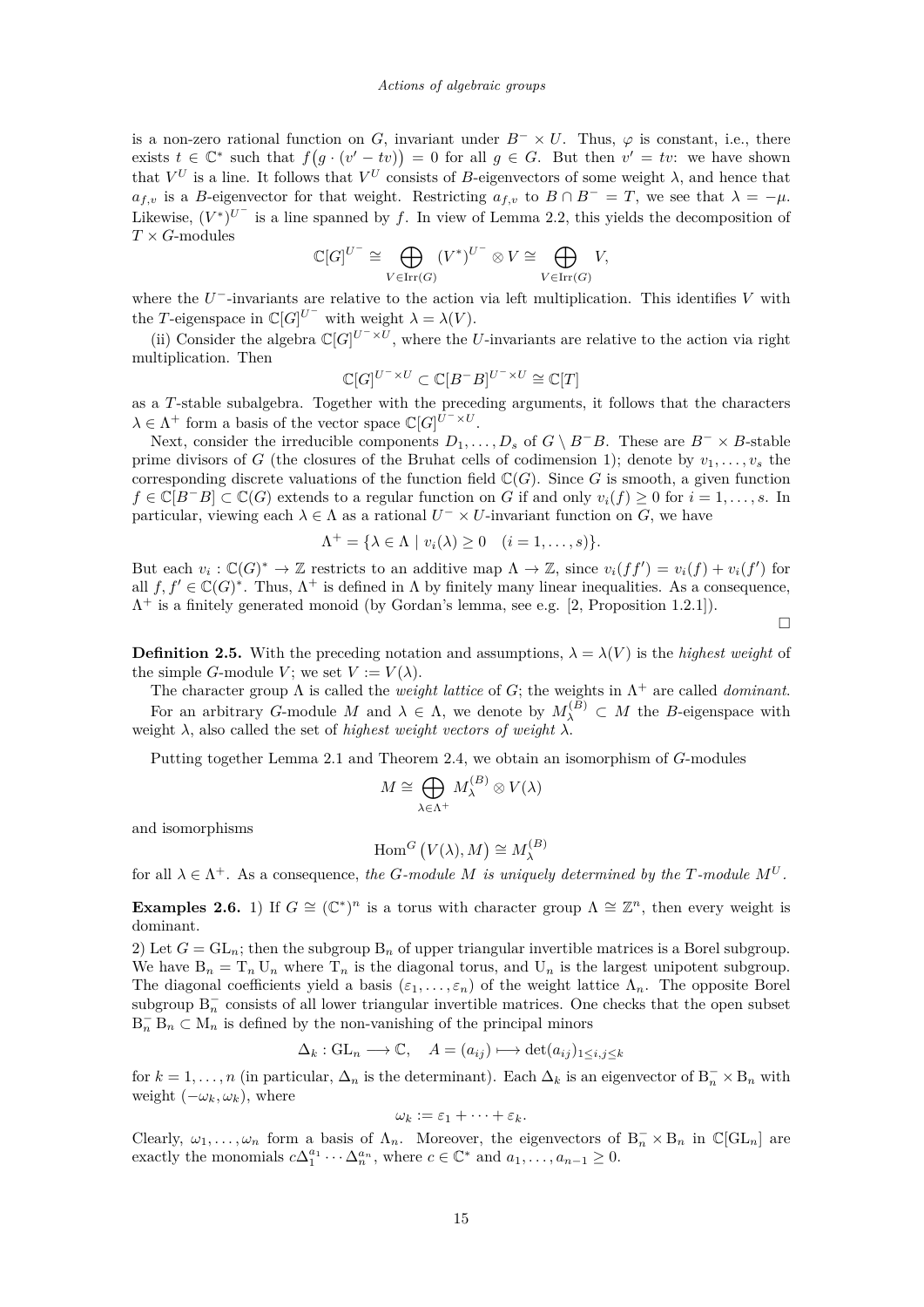is a non-zero rational function on $G$, invariant under $B^- \times U$. Thus, $\varphi$ is constant, i.e., there exists $t \in \mathbb{C}^*$ such that $f\big(g \cdot (v' - tv)\big) = 0$ for all $g \in G$. But then $v' = tv$: we have shown that $V^U$ is a line. It follows that $V^U$ consists of $B$-eigenvectors of some weight $\lambda$, and hence that $a_{f,v}$ is a $B$-eigenvector for that weight. Restricting $a_{f,v}$ to $B \cap B^- = T$, we see that $\lambda = -\mu$. Likewise, $(V^*)^{U^-}$ is a line spanned by $f$. In view of Lemma 2.2, this yields the decomposition of $T \times G$-modules

$$\mathbb{C}[G]^{U^-} \cong \bigoplus_{V \in \mathrm{Irr}(G)} (V^*)^{U^-} \otimes V \cong \bigoplus_{V \in \mathrm{Irr}(G)} V,$$

where the $U^-$-invariants are relative to the action via left multiplication. This identifies $V$ with the $T$-eigenspace in $\mathbb{C}[G]^{U^-}$ with weight $\lambda = \lambda(V)$.

(ii) Consider the algebra $\mathbb{C}[G]^{U^- \times U}$, where the $U$-invariants are relative to the action via right multiplication. Then

$$\mathbb{C}[G]^{U^- \times U} \subset \mathbb{C}[B^- B]^{U^- \times U} \cong \mathbb{C}[T]$$

as a $T$-stable subalgebra. Together with the preceding arguments, it follows that the characters $\lambda \in \Lambda^+$ form a basis of the vector space $\mathbb{C}[G]^{U^- \times U}$.

Next, consider the irreducible components $D_1, \ldots, D_s$ of $G \setminus B^- B$. These are $B^- \times B$-stable prime divisors of $G$ (the closures of the Bruhat cells of codimension 1); denote by $v_1, \ldots, v_s$ the corresponding discrete valuations of the function field $\mathbb{C}(G)$. Since $G$ is smooth, a given function $f \in \mathbb{C}[B^- B] \subset \mathbb{C}(G)$ extends to a regular function on $G$ if and only $v_i(f) \geq 0$ for $i = 1, \ldots, s$. In particular, viewing each $\lambda \in \Lambda$ as a rational $U^- \times U$-invariant function on $G$, we have

$$\Lambda^+ = \{\lambda \in \Lambda \mid v_i(\lambda) \geq 0 \quad (i = 1, \ldots, s)\}.$$

But each $v_i : \mathbb{C}(G)^* \to \mathbb{Z}$ restricts to an additive map $\Lambda \to \mathbb{Z}$, since $v_i(ff') = v_i(f) + v_i(f')$ for all $f, f' \in \mathbb{C}(G)^*$. Thus, $\Lambda^+$ is defined in $\Lambda$ by finitely many linear inequalities. As a consequence, $\Lambda^+$ is a finitely generated monoid (by Gordan's lemma, see e.g. [2, Proposition 1.2.1]).

□

**Definition 2.5.** With the preceding notation and assumptions, $\lambda = \lambda(V)$ is the *highest weight* of the simple $G$-module $V$; we set $V := V(\lambda)$.

The character group $\Lambda$ is called the *weight lattice* of $G$; the weights in $\Lambda^+$ are called *dominant*.

For an arbitrary $G$-module $M$ and $\lambda \in \Lambda$, we denote by $M_\lambda^{(B)} \subset M$ the $B$-eigenspace with weight $\lambda$, also called the set of *highest weight vectors of weight* $\lambda$.

Putting together Lemma 2.1 and Theorem 2.4, we obtain an isomorphism of $G$-modules

$$M \cong \bigoplus_{\lambda \in \Lambda^+} M_\lambda^{(B)} \otimes V(\lambda)$$

and isomorphisms

$$\mathrm{Hom}^G\big(V(\lambda), M\big) \cong M_\lambda^{(B)}$$

for all $\lambda \in \Lambda^+$. As a consequence, *the $G$-module $M$ is uniquely determined by the $T$-module $M^U$.*

**Examples 2.6.** 1) If $G \cong (\mathbb{C}^*)^n$ is a torus with character group $\Lambda \cong \mathbb{Z}^n$, then every weight is dominant.

2) Let $G = \mathrm{GL}_n$; then the subgroup $\mathrm{B}_n$ of upper triangular invertible matrices is a Borel subgroup. We have $\mathrm{B}_n = \mathrm{T}_n \, \mathrm{U}_n$ where $\mathrm{T}_n$ is the diagonal torus, and $\mathrm{U}_n$ is the largest unipotent subgroup. The diagonal coefficients yield a basis $(\varepsilon_1, \ldots, \varepsilon_n)$ of the weight lattice $\Lambda_n$. The opposite Borel subgroup $\mathrm{B}_n^-$ consists of all lower triangular invertible matrices. One checks that the open subset $\mathrm{B}_n^- \, \mathrm{B}_n \subset \mathrm{M}_n$ is defined by the non-vanishing of the principal minors

$$\Delta_k : \mathrm{GL}_n \longrightarrow \mathbb{C}, \quad A = (a_{ij}) \longmapsto \det(a_{ij})_{1 \leq i,j \leq k}$$

for $k = 1, \ldots, n$ (in particular, $\Delta_n$ is the determinant). Each $\Delta_k$ is an eigenvector of $\mathrm{B}_n^- \times \mathrm{B}_n$ with weight $(-\omega_k, \omega_k)$, where

$$\omega_k := \varepsilon_1 + \cdots + \varepsilon_k.$$

Clearly, $\omega_1, \ldots, \omega_n$ form a basis of $\Lambda_n$. Moreover, the eigenvectors of $\mathrm{B}_n^- \times \mathrm{B}_n$ in $\mathbb{C}[\mathrm{GL}_n]$ are exactly the monomials $c\Delta_1^{a_1} \cdots \Delta_n^{a_n}$, where $c \in \mathbb{C}^*$ and $a_1, \ldots, a_{n-1} \geq 0$.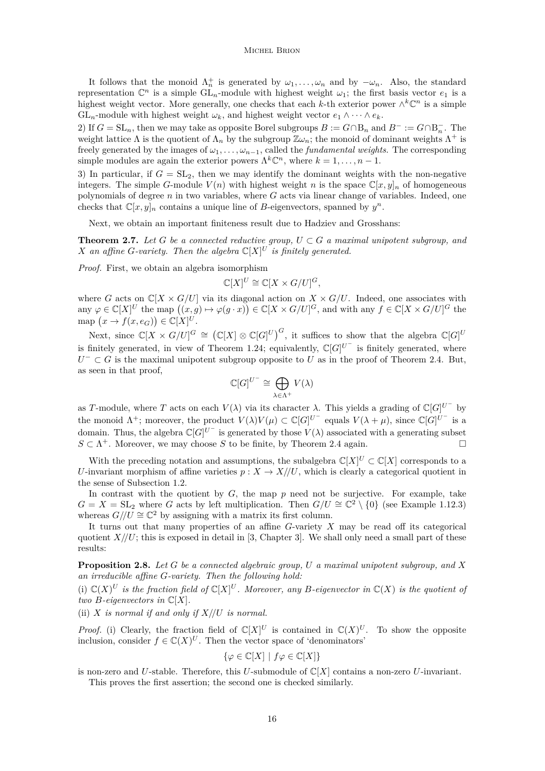It follows that the monoid $\Lambda_n^+$ is generated by $\omega_1, \ldots, \omega_n$ and by $-\omega_n$. Also, the standard representation $\mathbb{C}^n$ is a simple $\mathrm{GL}_n$-module with highest weight $\omega_1$; the first basis vector $e_1$ is a highest weight vector. More generally, one checks that each $k$-th exterior power $\wedge^k \mathbb{C}^n$ is a simple $\mathrm{GL}_n$-module with highest weight $\omega_k$, and highest weight vector $e_1 \wedge \cdots \wedge e_k$.

2) If $G = \mathrm{SL}_n$, then we may take as opposite Borel subgroups $B := G \cap \mathrm{B}_n$ and $B^- := G \cap \mathrm{B}_n^-$. The weight lattice $\Lambda$ is the quotient of $\Lambda_n$ by the subgroup $\mathbb{Z}\omega_n$; the monoid of dominant weights $\Lambda^+$ is freely generated by the images of $\omega_1, \ldots, \omega_{n-1}$, called the *fundamental weights*. The corresponding simple modules are again the exterior powers $\Lambda^k \mathbb{C}^n$, where $k = 1, \ldots, n-1$.

3) In particular, if $G = \mathrm{SL}_2$, then we may identify the dominant weights with the non-negative integers. The simple $G$-module $V(n)$ with highest weight $n$ is the space $\mathbb{C}[x,y]_n$ of homogeneous polynomials of degree $n$ in two variables, where $G$ acts via linear change of variables. Indeed, one checks that $\mathbb{C}[x,y]_n$ contains a unique line of $B$-eigenvectors, spanned by $y^n$.

Next, we obtain an important finiteness result due to Hadziev and Grosshans:

**Theorem 2.7.** *Let $G$ be a connected reductive group, $U \subset G$ a maximal unipotent subgroup, and $X$ an affine $G$-variety. Then the algebra $\mathbb{C}[X]^U$ is finitely generated.*

*Proof.* First, we obtain an algebra isomorphism

$$\mathbb{C}[X]^U \cong \mathbb{C}[X \times G/U]^G,$$

where $G$ acts on $\mathbb{C}[X \times G/U]$ via its diagonal action on $X \times G/U$. Indeed, one associates with any $\varphi \in \mathbb{C}[X]^U$ the map $\big((x,g) \mapsto \varphi(g \cdot x)\big) \in \mathbb{C}[X \times G/U]^G$, and with any $f \in \mathbb{C}[X \times G/U]^G$ the map $\big(x \to f(x, e_G)\big) \in \mathbb{C}[X]^U$.

Next, since $\mathbb{C}[X \times G/U]^G \cong \big(\mathbb{C}[X] \otimes \mathbb{C}[G]^U\big)^G$, it suffices to show that the algebra $\mathbb{C}[G]^U$ is finitely generated, in view of Theorem 1.24; equivalently, $\mathbb{C}[G]^{U^-}$ is finitely generated, where $U^- \subset G$ is the maximal unipotent subgroup opposite to $U$ as in the proof of Theorem 2.4. But, as seen in that proof,

$$\mathbb{C}[G]^{U^-} \cong \bigoplus_{\lambda \in \Lambda^+} V(\lambda)$$

as $T$-module, where $T$ acts on each $V(\lambda)$ via its character $\lambda$. This yields a grading of $\mathbb{C}[G]^{U^-}$ by the monoid $\Lambda^+$; moreover, the product $V(\lambda)V(\mu) \subset \mathbb{C}[G]^{U^-}$ equals $V(\lambda + \mu)$, since $\mathbb{C}[G]^{U^-}$ is a domain. Thus, the algebra $\mathbb{C}[G]^{U^-}$ is generated by those $V(\lambda)$ associated with a generating subset $S \subset \Lambda^+$. Moreover, we may choose $S$ to be finite, by Theorem 2.4 again. □

With the preceding notation and assumptions, the subalgebra $\mathbb{C}[X]^U \subset \mathbb{C}[X]$ corresponds to a $U$-invariant morphism of affine varieties $p : X \to X/\!/U$, which is clearly a categorical quotient in the sense of Subsection 1.2.

In contrast with the quotient by $G$, the map $p$ need not be surjective. For example, take $G = X = \mathrm{SL}_2$ where $G$ acts by left multiplication. Then $G/U \cong \mathbb{C}^2 \setminus \{0\}$ (see Example 1.12.3) whereas $G/\!/U \cong \mathbb{C}^2$ by assigning with a matrix its first column.

It turns out that many properties of an affine $G$-variety $X$ may be read off its categorical quotient $X/\!/U$; this is exposed in detail in [3, Chapter 3]. We shall only need a small part of these results:

**Proposition 2.8.** *Let $G$ be a connected algebraic group, $U$ a maximal unipotent subgroup, and $X$ an irreducible affine $G$-variety. Then the following hold:*

(i) *$\mathbb{C}(X)^U$ is the fraction field of $\mathbb{C}[X]^U$. Moreover, any $B$-eigenvector in $\mathbb{C}(X)$ is the quotient of two $B$-eigenvectors in $\mathbb{C}[X]$.*

(ii) *$X$ is normal if and only if $X/\!/U$ is normal.*

*Proof.* (i) Clearly, the fraction field of $\mathbb{C}[X]^U$ is contained in $\mathbb{C}(X)^U$. To show the opposite inclusion, consider $f \in \mathbb{C}(X)^U$. Then the vector space of 'denominators'

$$\{\varphi \in \mathbb{C}[X] \mid f\varphi \in \mathbb{C}[X]\}$$

is non-zero and $U$-stable. Therefore, this $U$-submodule of $\mathbb{C}[X]$ contains a non-zero $U$-invariant.

This proves the first assertion; the second one is checked similarly.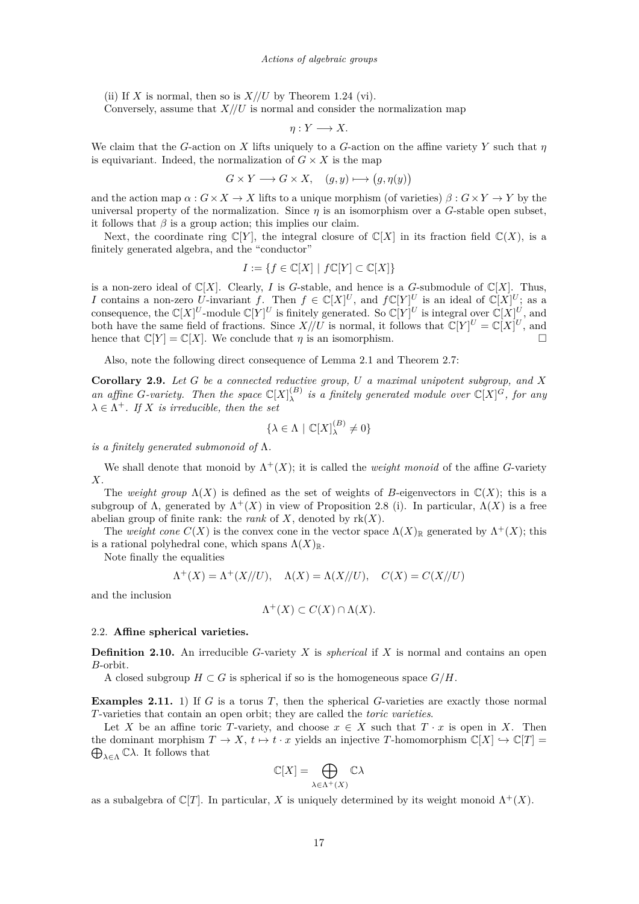(ii) If $X$ is normal, then so is $X/\!/U$ by Theorem 1.24 (vi).

Conversely, assume that $X/\!/U$ is normal and consider the normalization map

$$\eta : Y \longrightarrow X.$$

We claim that the $G$-action on $X$ lifts uniquely to a $G$-action on the affine variety $Y$ such that $\eta$ is equivariant. Indeed, the normalization of $G \times X$ is the map

$$G \times Y \longrightarrow G \times X, \quad (g, y) \longmapsto \big(g, \eta(y)\big)$$

and the action map $\alpha : G \times X \to X$ lifts to a unique morphism (of varieties) $\beta : G \times Y \to Y$ by the universal property of the normalization. Since $\eta$ is an isomorphism over a $G$-stable open subset, it follows that $\beta$ is a group action; this implies our claim.

Next, the coordinate ring $\mathbb{C}[Y]$, the integral closure of $\mathbb{C}[X]$ in its fraction field $\mathbb{C}(X)$, is a finitely generated algebra, and the "conductor"

$$I := \{f \in \mathbb{C}[X] \mid f\mathbb{C}[Y] \subset \mathbb{C}[X]\}$$

is a non-zero ideal of $\mathbb{C}[X]$. Clearly, $I$ is $G$-stable, and hence is a $G$-submodule of $\mathbb{C}[X]$. Thus, $I$ contains a non-zero $U$-invariant $f$. Then $f \in \mathbb{C}[X]^U$, and $f\mathbb{C}[Y]^U$ is an ideal of $\mathbb{C}[X]^U$; as a consequence, the $\mathbb{C}[X]^U$-module $\mathbb{C}[Y]^U$ is finitely generated. So $\mathbb{C}[Y]^U$ is integral over $\mathbb{C}[X]^U$, and both have the same field of fractions. Since $X/\!/U$ is normal, it follows that $\mathbb{C}[Y]^U = \mathbb{C}[X]^U$, and hence that $\mathbb{C}[Y] = \mathbb{C}[X]$. We conclude that $\eta$ is an isomorphism. $\square$

Also, note the following direct consequence of Lemma 2.1 and Theorem 2.7:

**Corollary 2.9.** *Let $G$ be a connected reductive group, $U$ a maximal unipotent subgroup, and $X$ an affine $G$-variety. Then the space $\mathbb{C}[X]^{(B)}_\lambda$ is a finitely generated module over $\mathbb{C}[X]^G$, for any $\lambda \in \Lambda^+$. If $X$ is irreducible, then the set*

$$\{\lambda \in \Lambda \mid \mathbb{C}[X]^{(B)}_\lambda \neq 0\}$$

*is a finitely generated submonoid of $\Lambda$.*

We shall denote that monoid by $\Lambda^+(X)$; it is called the *weight monoid* of the affine $G$-variety $X$.

The *weight group* $\Lambda(X)$ is defined as the set of weights of $B$-eigenvectors in $\mathbb{C}(X)$; this is a subgroup of $\Lambda$, generated by $\Lambda^+(X)$ in view of Proposition 2.8 (i). In particular, $\Lambda(X)$ is a free abelian group of finite rank: the *rank* of $X$, denoted by $\mathrm{rk}(X)$.

The *weight cone* $C(X)$ is the convex cone in the vector space $\Lambda(X)_\mathbb{R}$ generated by $\Lambda^+(X)$; this is a rational polyhedral cone, which spans $\Lambda(X)_\mathbb{R}$.

Note finally the equalities

$$\Lambda^+(X) = \Lambda^+(X/\!/U), \quad \Lambda(X) = \Lambda(X/\!/U), \quad C(X) = C(X/\!/U)$$

and the inclusion

$$\Lambda^+(X) \subset C(X) \cap \Lambda(X).$$

### 2.2. Affine spherical varieties.

**Definition 2.10.** An irreducible $G$-variety $X$ is *spherical* if $X$ is normal and contains an open $B$-orbit.

A closed subgroup $H \subset G$ is spherical if so is the homogeneous space $G/H$.

**Examples 2.11.** 1) If $G$ is a torus $T$, then the spherical $G$-varieties are exactly those normal $T$-varieties that contain an open orbit; they are called the *toric varieties*.

Let $X$ be an affine toric $T$-variety, and choose $x \in X$ such that $T \cdot x$ is open in $X$. Then the dominant morphism $T \to X$, $t \mapsto t \cdot x$ yields an injective $T$-homomorphism $\mathbb{C}[X] \hookrightarrow \mathbb{C}[T] = \bigoplus_{\lambda \in \Lambda} \mathbb{C}\lambda$. It follows that

$$\mathbb{C}[X] = \bigoplus_{\lambda \in \Lambda^+(X)} \mathbb{C}\lambda$$

as a subalgebra of $\mathbb{C}[T]$. In particular, $X$ is uniquely determined by its weight monoid $\Lambda^+(X)$.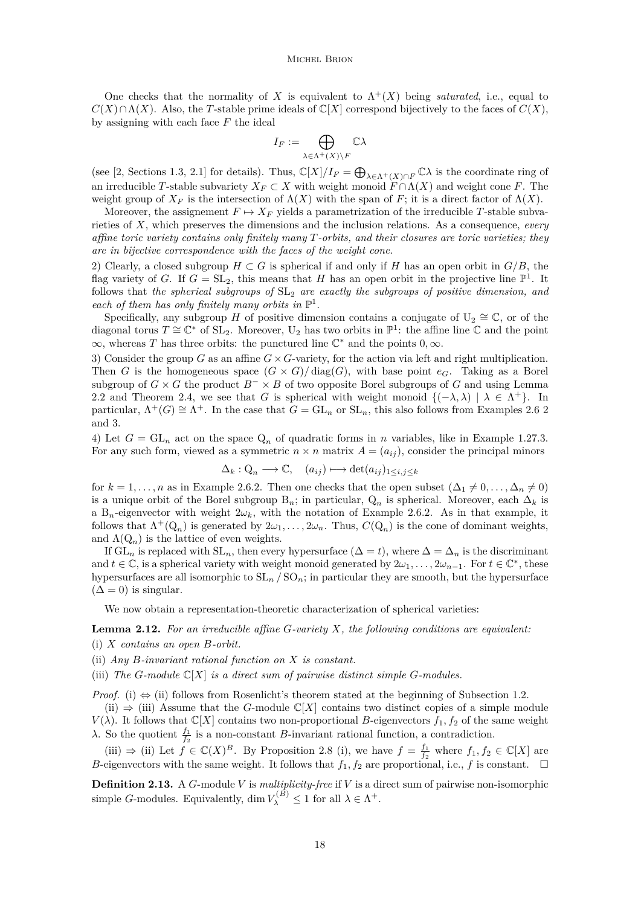One checks that the normality of $X$ is equivalent to $\Lambda^+(X)$ being *saturated*, i.e., equal to $C(X) \cap \Lambda(X)$. Also, the $T$-stable prime ideals of $\mathbb{C}[X]$ correspond bijectively to the faces of $C(X)$, by assigning with each face $F$ the ideal

$$I_F := \bigoplus_{\lambda \in \Lambda^+(X) \setminus F} \mathbb{C}\lambda$$

(see [2, Sections 1.3, 2.1] for details). Thus, $\mathbb{C}[X]/I_F = \bigoplus_{\lambda \in \Lambda^+(X) \cap F} \mathbb{C}\lambda$ is the coordinate ring of an irreducible $T$-stable subvariety $X_F \subset X$ with weight monoid $F \cap \Lambda(X)$ and weight cone $F$. The weight group of $X_F$ is the intersection of $\Lambda(X)$ with the span of $F$; it is a direct factor of $\Lambda(X)$.

Moreover, the assignement $F \mapsto X_F$ yields a parametrization of the irreducible $T$-stable subvarieties of $X$, which preserves the dimensions and the inclusion relations. As a consequence, *every affine toric variety contains only finitely many $T$-orbits, and their closures are toric varieties; they are in bijective correspondence with the faces of the weight cone.*

2) Clearly, a closed subgroup $H \subset G$ is spherical if and only if $H$ has an open orbit in $G/B$, the flag variety of $G$. If $G = \mathrm{SL}_2$, this means that $H$ has an open orbit in the projective line $\mathbb{P}^1$. It follows that *the spherical subgroups of $\mathrm{SL}_2$ are exactly the subgroups of positive dimension, and each of them has only finitely many orbits in $\mathbb{P}^1$.*

Specifically, any subgroup $H$ of positive dimension contains a conjugate of $\mathrm{U}_2 \cong \mathbb{C}$, or of the diagonal torus $T \cong \mathbb{C}^*$ of $\mathrm{SL}_2$. Moreover, $\mathrm{U}_2$ has two orbits in $\mathbb{P}^1$: the affine line $\mathbb{C}$ and the point $\infty$, whereas $T$ has three orbits: the punctured line $\mathbb{C}^*$ and the points $0, \infty$.

3) Consider the group $G$ as an affine $G \times G$-variety, for the action via left and right multiplication. Then $G$ is the homogeneous space $(G \times G)/\operatorname{diag}(G)$, with base point $e_G$. Taking as a Borel subgroup of $G \times G$ the product $B^- \times B$ of two opposite Borel subgroups of $G$ and using Lemma 2.2 and Theorem 2.4, we see that $G$ is spherical with weight monoid $\{(-\lambda, \lambda) \mid \lambda \in \Lambda^+\}$. In particular, $\Lambda^+(G) \cong \Lambda^+$. In the case that $G = \mathrm{GL}_n$ or $\mathrm{SL}_n$, this also follows from Examples 2.6 2 and 3.

4) Let $G = \mathrm{GL}_n$ act on the space $\mathrm{Q}_n$ of quadratic forms in $n$ variables, like in Example 1.27.3. For any such form, viewed as a symmetric $n \times n$ matrix $A = (a_{ij})$, consider the principal minors

$$\Delta_k : \mathrm{Q}_n \longrightarrow \mathbb{C}, \quad (a_{ij}) \longmapsto \det(a_{ij})_{1 \leq i,j \leq k}$$

for $k = 1, \ldots, n$ as in Example 2.6.2. Then one checks that the open subset $(\Delta_1 \neq 0, \ldots, \Delta_n \neq 0)$ is a unique orbit of the Borel subgroup $\mathrm{B}_n$; in particular, $\mathrm{Q}_n$ is spherical. Moreover, each $\Delta_k$ is a $\mathrm{B}_n$-eigenvector with weight $2\omega_k$, with the notation of Example 2.6.2. As in that example, it follows that $\Lambda^+(\mathrm{Q}_n)$ is generated by $2\omega_1, \ldots, 2\omega_n$. Thus, $C(\mathrm{Q}_n)$ is the cone of dominant weights, and $\Lambda(\mathrm{Q}_n)$ is the lattice of even weights.

If $\mathrm{GL}_n$ is replaced with $\mathrm{SL}_n$, then every hypersurface $(\Delta = t)$, where $\Delta = \Delta_n$ is the discriminant and $t \in \mathbb{C}$, is a spherical variety with weight monoid generated by $2\omega_1, \ldots, 2\omega_{n-1}$. For $t \in \mathbb{C}^*$, these hypersurfaces are all isomorphic to $\mathrm{SL}_n / \mathrm{SO}_n$; in particular they are smooth, but the hypersurface $(\Delta = 0)$ is singular.

We now obtain a representation-theoretic characterization of spherical varieties:

**Lemma 2.12.** *For an irreducible affine $G$-variety $X$, the following conditions are equivalent:*

(i) *$X$ contains an open $B$-orbit.*

(ii) *Any $B$-invariant rational function on $X$ is constant.*

(iii) *The $G$-module $\mathbb{C}[X]$ is a direct sum of pairwise distinct simple $G$-modules.*

*Proof.* (i) $\Leftrightarrow$ (ii) follows from Rosenlicht's theorem stated at the beginning of Subsection 1.2.

(ii) $\Rightarrow$ (iii) Assume that the $G$-module $\mathbb{C}[X]$ contains two distinct copies of a simple module $V(\lambda)$. It follows that $\mathbb{C}[X]$ contains two non-proportional $B$-eigenvectors $f_1, f_2$ of the same weight $\lambda$. So the quotient $\frac{f_1}{f_2}$ is a non-constant $B$-invariant rational function, a contradiction.

(iii) $\Rightarrow$ (ii) Let $f \in \mathbb{C}(X)^B$. By Proposition 2.8 (i), we have $f = \frac{f_1}{f_2}$ where $f_1, f_2 \in \mathbb{C}[X]$ are $B$-eigenvectors with the same weight. It follows that $f_1, f_2$ are proportional, i.e., $f$ is constant. $\square$

**Definition 2.13.** A $G$-module $V$ is *multiplicity-free* if $V$ is a direct sum of pairwise non-isomorphic simple $G$-modules. Equivalently, $\dim V_\lambda^{(B)} \leq 1$ for all $\lambda \in \Lambda^+$.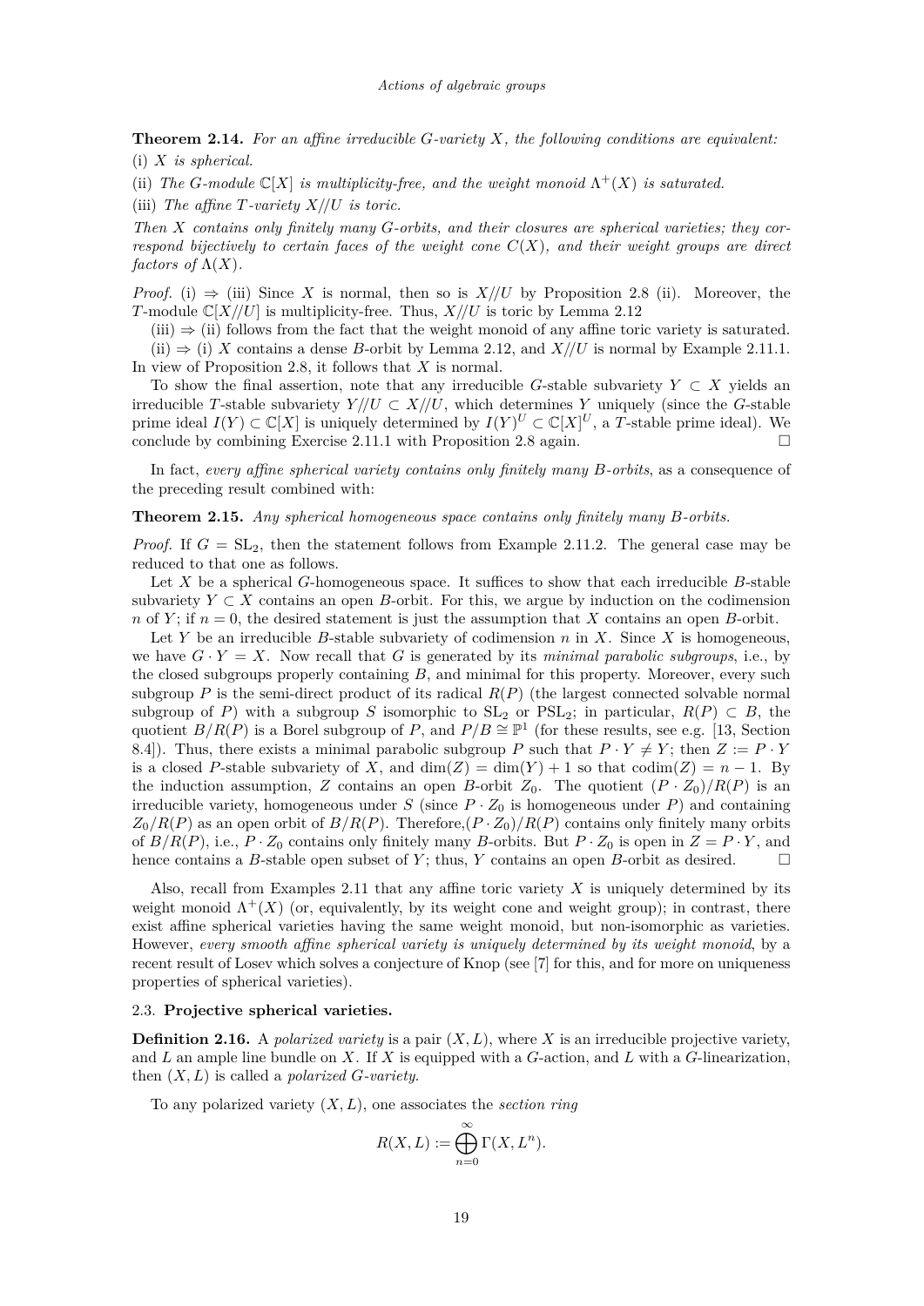**Theorem 2.14.** *For an affine irreducible $G$-variety $X$, the following conditions are equivalent:*

(i) *$X$ is spherical.*

(ii) *The $G$-module $\mathbb{C}[X]$ is multiplicity-free, and the weight monoid $\Lambda^+(X)$ is saturated.*

(iii) *The affine $T$-variety $X/\!/U$ is toric.*

*Then $X$ contains only finitely many $G$-orbits, and their closures are spherical varieties; they correspond bijectively to certain faces of the weight cone $C(X)$, and their weight groups are direct factors of $\Lambda(X)$.*

*Proof.* (i) $\Rightarrow$ (iii) Since $X$ is normal, then so is $X/\!/U$ by Proposition 2.8 (ii). Moreover, the $T$-module $\mathbb{C}[X/\!/U]$ is multiplicity-free. Thus, $X/\!/U$ is toric by Lemma 2.12

(iii) $\Rightarrow$ (ii) follows from the fact that the weight monoid of any affine toric variety is saturated.

(ii) $\Rightarrow$ (i) $X$ contains a dense $B$-orbit by Lemma 2.12, and $X/\!/U$ is normal by Example 2.11.1. In view of Proposition 2.8, it follows that $X$ is normal.

To show the final assertion, note that any irreducible $G$-stable subvariety $Y \subset X$ yields an irreducible $T$-stable subvariety $Y/\!/U \subset X/\!/U$, which determines $Y$ uniquely (since the $G$-stable prime ideal $I(Y) \subset \mathbb{C}[X]$ is uniquely determined by $I(Y)^U \subset \mathbb{C}[X]^U$, a $T$-stable prime ideal). We conclude by combining Exercise 2.11.1 with Proposition 2.8 again. $\square$

In fact, *every affine spherical variety contains only finitely many $B$-orbits*, as a consequence of the preceding result combined with:

**Theorem 2.15.** *Any spherical homogeneous space contains only finitely many $B$-orbits.*

*Proof.* If $G = \mathrm{SL}_2$, then the statement follows from Example 2.11.2. The general case may be reduced to that one as follows.

Let $X$ be a spherical $G$-homogeneous space. It suffices to show that each irreducible $B$-stable subvariety $Y \subset X$ contains an open $B$-orbit. For this, we argue by induction on the codimension $n$ of $Y$; if $n = 0$, the desired statement is just the assumption that $X$ contains an open $B$-orbit.

Let $Y$ be an irreducible $B$-stable subvariety of codimension $n$ in $X$. Since $X$ is homogeneous, we have $G \cdot Y = X$. Now recall that $G$ is generated by its *minimal parabolic subgroups*, i.e., by the closed subgroups properly containing $B$, and minimal for this property. Moreover, every such subgroup $P$ is the semi-direct product of its radical $R(P)$ (the largest connected solvable normal subgroup of $P$) with a subgroup $S$ isomorphic to $\mathrm{SL}_2$ or $\mathrm{PSL}_2$; in particular, $R(P) \subset B$, the quotient $B/R(P)$ is a Borel subgroup of $P$, and $P/B \cong \mathbb{P}^1$ (for these results, see e.g. [13, Section 8.4]). Thus, there exists a minimal parabolic subgroup $P$ such that $P \cdot Y \neq Y$; then $Z := P \cdot Y$ is a closed $P$-stable subvariety of $X$, and $\dim(Z) = \dim(Y) + 1$ so that $\mathrm{codim}(Z) = n - 1$. By the induction assumption, $Z$ contains an open $B$-orbit $Z_0$. The quotient $(P \cdot Z_0)/R(P)$ is an irreducible variety, homogeneous under $S$ (since $P \cdot Z_0$ is homogeneous under $P$) and containing $Z_0/R(P)$ as an open orbit of $B/R(P)$. Therefore,$(P \cdot Z_0)/R(P)$ contains only finitely many orbits of $B/R(P)$, i.e., $P \cdot Z_0$ contains only finitely many $B$-orbits. But $P \cdot Z_0$ is open in $Z = P \cdot Y$, and hence contains a $B$-stable open subset of $Y$; thus, $Y$ contains an open $B$-orbit as desired. $\square$

Also, recall from Examples 2.11 that any affine toric variety $X$ is uniquely determined by its weight monoid $\Lambda^+(X)$ (or, equivalently, by its weight cone and weight group); in contrast, there exist affine spherical varieties having the same weight monoid, but non-isomorphic as varieties. However, *every smooth affine spherical variety is uniquely determined by its weight monoid*, by a recent result of Losev which solves a conjecture of Knop (see [7] for this, and for more on uniqueness properties of spherical varieties).

### 2.3. Projective spherical varieties.

**Definition 2.16.** A *polarized variety* is a pair $(X, L)$, where $X$ is an irreducible projective variety, and $L$ an ample line bundle on $X$. If $X$ is equipped with a $G$-action, and $L$ with a $G$-linearization, then $(X, L)$ is called a *polarized $G$-variety*.

To any polarized variety $(X, L)$, one associates the *section ring*

$$R(X, L) := \bigoplus_{n=0}^{\infty} \Gamma(X, L^n).$$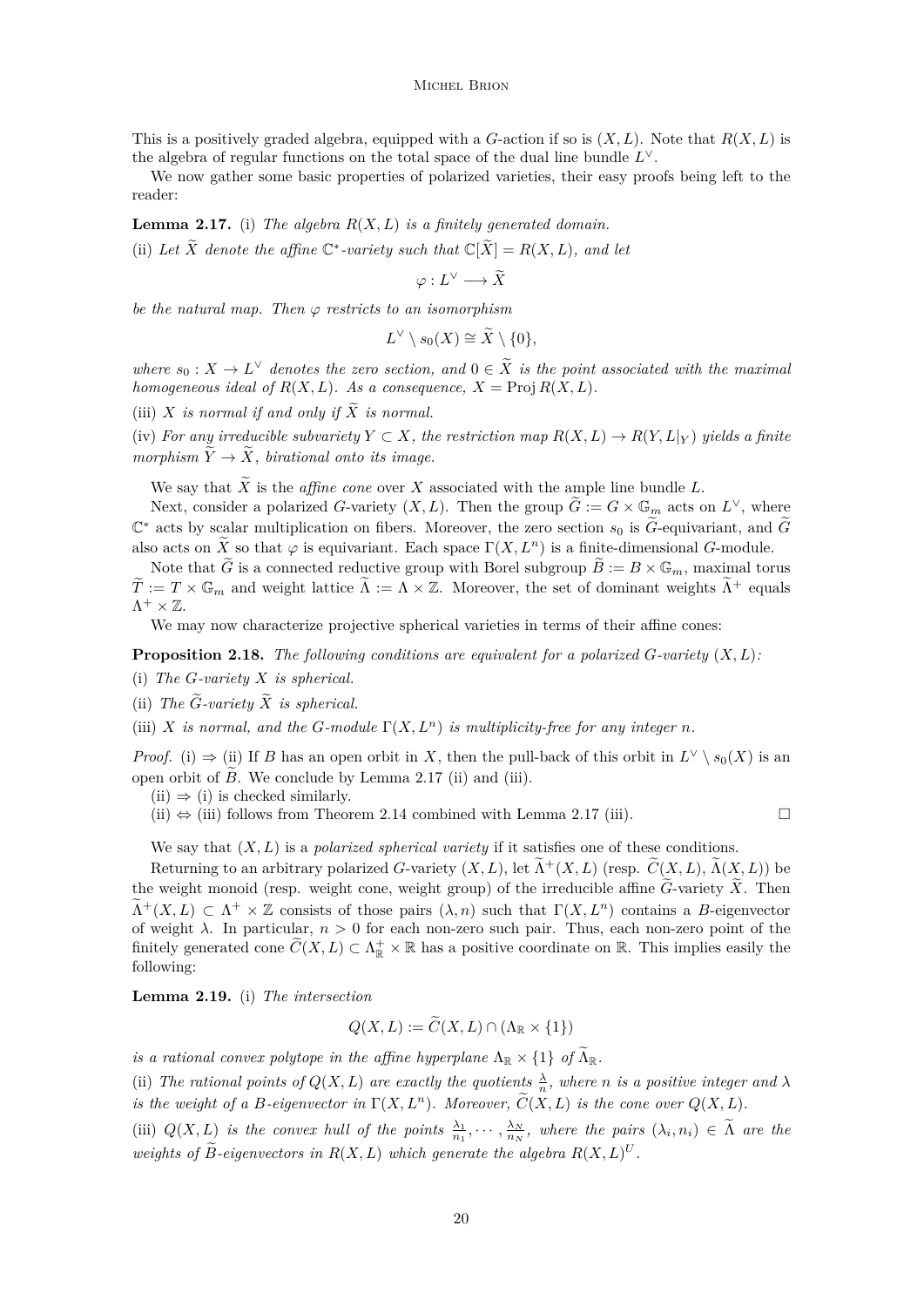This is a positively graded algebra, equipped with a $G$-action if so is $(X, L)$. Note that $R(X, L)$ is the algebra of regular functions on the total space of the dual line bundle $L^\vee$.

We now gather some basic properties of polarized varieties, their easy proofs being left to the reader:

**Lemma 2.17.** (i) *The algebra $R(X, L)$ is a finitely generated domain.*

(ii) *Let $\widetilde{X}$ denote the affine $\mathbb{C}^*$-variety such that $\mathbb{C}[\widetilde{X}] = R(X, L)$, and let*

$$\varphi : L^\vee \longrightarrow \widetilde{X}$$

*be the natural map. Then $\varphi$ restricts to an isomorphism*

$$L^\vee \setminus s_0(X) \cong \widetilde{X} \setminus \{0\},$$

*where $s_0 : X \to L^\vee$ denotes the zero section, and $0 \in \widetilde{X}$ is the point associated with the maximal homogeneous ideal of $R(X, L)$. As a consequence, $X = \operatorname{Proj} R(X, L)$.*

(iii) *$X$ is normal if and only if $\widetilde{X}$ is normal.*

(iv) *For any irreducible subvariety $Y \subset X$, the restriction map $R(X, L) \to R(Y, L|_Y)$ yields a finite morphism $\widetilde{Y} \to \widetilde{X}$, birational onto its image.*

We say that $\widetilde{X}$ is the *affine cone* over $X$ associated with the ample line bundle $L$.

Next, consider a polarized $G$-variety $(X, L)$. Then the group $\widetilde{G} := G \times \mathbb{G}_m$ acts on $L^\vee$, where $\mathbb{C}^*$ acts by scalar multiplication on fibers. Moreover, the zero section $s_0$ is $\widetilde{G}$-equivariant, and $\widetilde{G}$ also acts on $\widetilde{X}$ so that $\varphi$ is equivariant. Each space $\Gamma(X, L^n)$ is a finite-dimensional $G$-module.

Note that $\widetilde{G}$ is a connected reductive group with Borel subgroup $\widetilde{B} := B \times \mathbb{G}_m$, maximal torus $\widetilde{T} := T \times \mathbb{G}_m$ and weight lattice $\widetilde{\Lambda} := \Lambda \times \mathbb{Z}$. Moreover, the set of dominant weights $\widetilde{\Lambda}^+$ equals $\Lambda^+ \times \mathbb{Z}$.

We may now characterize projective spherical varieties in terms of their affine cones:

**Proposition 2.18.** *The following conditions are equivalent for a polarized $G$-variety $(X, L)$:*

(i) *The $G$-variety $X$ is spherical.*

(ii) *The $\widetilde{G}$-variety $\widetilde{X}$ is spherical.*

(iii) *$X$ is normal, and the $G$-module $\Gamma(X, L^n)$ is multiplicity-free for any integer $n$.*

*Proof.* (i) $\Rightarrow$ (ii) If $B$ has an open orbit in $X$, then the pull-back of this orbit in $L^\vee \setminus s_0(X)$ is an open orbit of $\widetilde{B}$. We conclude by Lemma 2.17 (ii) and (iii).

(ii) $\Rightarrow$ (i) is checked similarly.

(ii) $\Leftrightarrow$ (iii) follows from Theorem 2.14 combined with Lemma 2.17 (iii). $\square$

We say that $(X, L)$ is a *polarized spherical variety* if it satisfies one of these conditions.

Returning to an arbitrary polarized $G$-variety $(X, L)$, let $\widetilde{\Lambda}^+(X, L)$ (resp. $\widetilde{C}(X, L)$, $\widetilde{\Lambda}(X, L)$) be the weight monoid (resp. weight cone, weight group) of the irreducible affine $\widetilde{G}$-variety $\widetilde{X}$. Then $\widetilde{\Lambda}^+(X, L) \subset \Lambda^+ \times \mathbb{Z}$ consists of those pairs $(\lambda, n)$ such that $\Gamma(X, L^n)$ contains a $B$-eigenvector of weight $\lambda$. In particular, $n > 0$ for each non-zero such pair. Thus, each non-zero point of the finitely generated cone $\widetilde{C}(X, L) \subset \Lambda^+_{\mathbb{R}} \times \mathbb{R}$ has a positive coordinate on $\mathbb{R}$. This implies easily the following:

**Lemma 2.19.** (i) *The intersection*

$$Q(X, L) := \widetilde{C}(X, L) \cap (\Lambda_{\mathbb{R}} \times \{1\})$$

*is a rational convex polytope in the affine hyperplane $\Lambda_{\mathbb{R}} \times \{1\}$ of $\widetilde{\Lambda}_{\mathbb{R}}$.*

(ii) *The rational points of $Q(X, L)$ are exactly the quotients $\frac{\lambda}{n}$, where $n$ is a positive integer and $\lambda$ is the weight of a $B$-eigenvector in $\Gamma(X, L^n)$. Moreover, $\widetilde{C}(X, L)$ is the cone over $Q(X, L)$.*

(iii) *$Q(X, L)$ is the convex hull of the points $\frac{\lambda_1}{n_1}, \cdots, \frac{\lambda_N}{n_N}$, where the pairs $(\lambda_i, n_i) \in \widetilde{\Lambda}$ are the weights of $\widetilde{B}$-eigenvectors in $R(X, L)$ which generate the algebra $R(X, L)^U$.*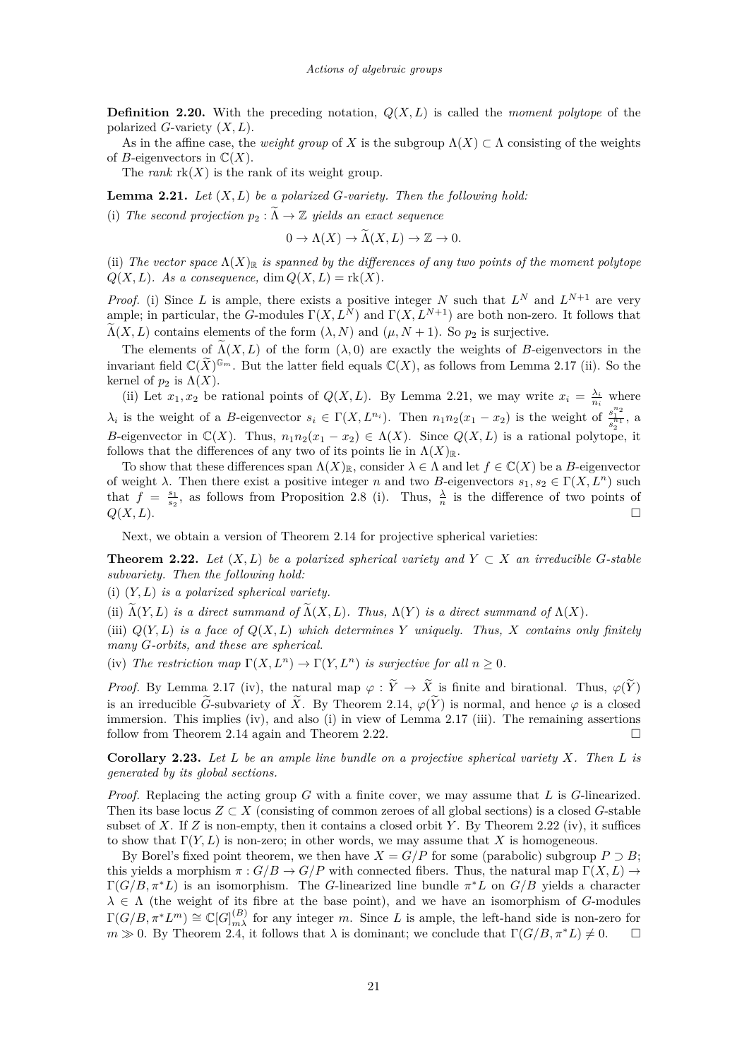**Definition 2.20.** With the preceding notation, $Q(X,L)$ is called the *moment polytope* of the polarized $G$-variety $(X,L)$.

As in the affine case, the *weight group* of $X$ is the subgroup $\Lambda(X) \subset \Lambda$ consisting of the weights of $B$-eigenvectors in $\mathbb{C}(X)$.

The *rank* $\mathrm{rk}(X)$ is the rank of its weight group.

**Lemma 2.21.** *Let $(X,L)$ be a polarized $G$-variety. Then the following hold:*

(i) *The second projection $p_2 : \widetilde{\Lambda} \to \mathbb{Z}$ yields an exact sequence*

$$0 \to \Lambda(X) \to \widetilde{\Lambda}(X,L) \to \mathbb{Z} \to 0.$$

(ii) *The vector space $\Lambda(X)_{\mathbb{R}}$ is spanned by the differences of any two points of the moment polytope $Q(X,L)$. As a consequence, $\dim Q(X,L) = \mathrm{rk}(X)$.*

*Proof.* (i) Since $L$ is ample, there exists a positive integer $N$ such that $L^N$ and $L^{N+1}$ are very ample; in particular, the $G$-modules $\Gamma(X, L^N)$ and $\Gamma(X, L^{N+1})$ are both non-zero. It follows that $\widetilde{\Lambda}(X,L)$ contains elements of the form $(\lambda, N)$ and $(\mu, N+1)$. So $p_2$ is surjective.

The elements of $\widetilde{\Lambda}(X,L)$ of the form $(\lambda, 0)$ are exactly the weights of $B$-eigenvectors in the invariant field $\mathbb{C}(\widetilde{X})^{\mathbb{G}_m}$. But the latter field equals $\mathbb{C}(X)$, as follows from Lemma 2.17 (ii). So the kernel of $p_2$ is $\Lambda(X)$.

(ii) Let $x_1, x_2$ be rational points of $Q(X,L)$. By Lemma 2.21, we may write $x_i = \frac{\lambda_i}{n_i}$ where $\lambda_i$ is the weight of a $B$-eigenvector $s_i \in \Gamma(X, L^{n_i})$. Then $n_1 n_2 (x_1 - x_2)$ is the weight of $\frac{s_1^{n_2}}{s_2^{n_1}}$, a $B$-eigenvector in $\mathbb{C}(X)$. Thus, $n_1 n_2 (x_1 - x_2) \in \Lambda(X)$. Since $Q(X,L)$ is a rational polytope, it follows that the differences of any two of its points lie in $\Lambda(X)_{\mathbb{R}}$.

To show that these differences span $\Lambda(X)_{\mathbb{R}}$, consider $\lambda \in \Lambda$ and let $f \in \mathbb{C}(X)$ be a $B$-eigenvector of weight $\lambda$. Then there exist a positive integer $n$ and two $B$-eigenvectors $s_1, s_2 \in \Gamma(X, L^n)$ such that $f = \frac{s_1}{s_2}$, as follows from Proposition 2.8 (i). Thus, $\frac{\lambda}{n}$ is the difference of two points of $Q(X,L)$. $\square$

Next, we obtain a version of Theorem 2.14 for projective spherical varieties:

**Theorem 2.22.** *Let $(X,L)$ be a polarized spherical variety and $Y \subset X$ an irreducible $G$-stable subvariety. Then the following hold:*

(i) *$(Y,L)$ is a polarized spherical variety.*

(ii) *$\widetilde{\Lambda}(Y,L)$ is a direct summand of $\widetilde{\Lambda}(X,L)$. Thus, $\Lambda(Y)$ is a direct summand of $\Lambda(X)$.*

(iii) *$Q(Y,L)$ is a face of $Q(X,L)$ which determines $Y$ uniquely. Thus, $X$ contains only finitely many $G$-orbits, and these are spherical.*

(iv) *The restriction map $\Gamma(X, L^n) \to \Gamma(Y, L^n)$ is surjective for all $n \geq 0$.*

*Proof.* By Lemma 2.17 (iv), the natural map $\varphi : \widetilde{Y} \to \widetilde{X}$ is finite and birational. Thus, $\varphi(\widetilde{Y})$ is an irreducible $\widetilde{G}$-subvariety of $\widetilde{X}$. By Theorem 2.14, $\varphi(\widetilde{Y})$ is normal, and hence $\varphi$ is a closed immersion. This implies (iv), and also (i) in view of Lemma 2.17 (iii). The remaining assertions follow from Theorem 2.14 again and Theorem 2.22. $\square$

**Corollary 2.23.** *Let $L$ be an ample line bundle on a projective spherical variety $X$. Then $L$ is generated by its global sections.*

*Proof.* Replacing the acting group $G$ with a finite cover, we may assume that $L$ is $G$-linearized. Then its base locus $Z \subset X$ (consisting of common zeroes of all global sections) is a closed $G$-stable subset of $X$. If $Z$ is non-empty, then it contains a closed orbit $Y$. By Theorem 2.22 (iv), it suffices to show that $\Gamma(Y,L)$ is non-zero; in other words, we may assume that $X$ is homogeneous.

By Borel's fixed point theorem, we then have $X = G/P$ for some (parabolic) subgroup $P \supset B$; this yields a morphism $\pi : G/B \to G/P$ with connected fibers. Thus, the natural map $\Gamma(X,L) \to \Gamma(G/B, \pi^* L)$ is an isomorphism. The $G$-linearized line bundle $\pi^* L$ on $G/B$ yields a character $\lambda \in \Lambda$ (the weight of its fibre at the base point), and we have an isomorphism of $G$-modules $\Gamma(G/B, \pi^* L^m) \cong \mathbb{C}[G]^{(B)}_{m\lambda}$ for any integer $m$. Since $L$ is ample, the left-hand side is non-zero for $m \gg 0$. By Theorem 2.4, it follows that $\lambda$ is dominant; we conclude that $\Gamma(G/B, \pi^* L) \neq 0$. $\square$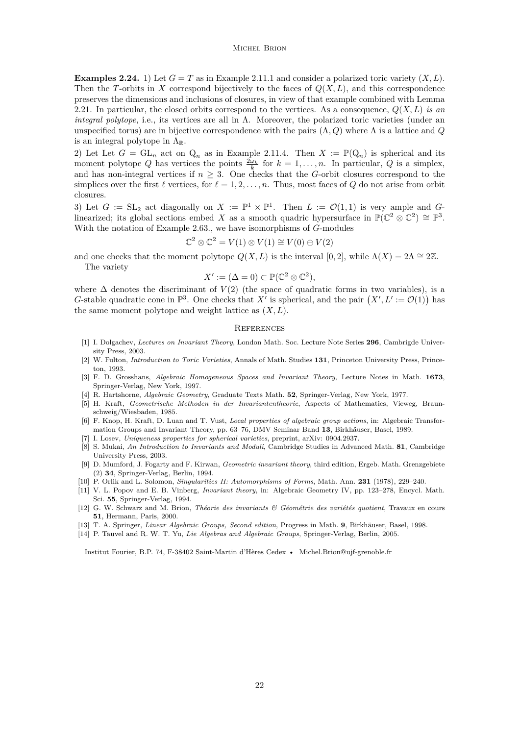**Examples 2.24.** 1) Let $G = T$ as in Example 2.11.1 and consider a polarized toric variety $(X, L)$. Then the $T$-orbits in $X$ correspond bijectively to the faces of $Q(X, L)$, and this correspondence preserves the dimensions and inclusions of closures, in view of that example combined with Lemma 2.21. In particular, the closed orbits correspond to the vertices. As a consequence, $Q(X, L)$ *is an integral polytope*, i.e., its vertices are all in $\Lambda$. Moreover, the polarized toric varieties (under an unspecified torus) are in bijective correspondence with the pairs $(\Lambda, Q)$ where $\Lambda$ is a lattice and $Q$ is an integral polytope in $\Lambda_{\mathbb{R}}$.

2) Let Let $G = \mathrm{GL}_n$ act on $\mathrm{Q}_n$ as in Example 2.11.4. Then $X := \mathbb{P}(\mathrm{Q}_n)$ is spherical and its moment polytope $Q$ has vertices the points $\frac{2\omega_k}{k}$ for $k = 1, \ldots, n$. In particular, $Q$ is a simplex, and has non-integral vertices if $n \geq 3$. One checks that the $G$-orbit closures correspond to the simplices over the first $\ell$ vertices, for $\ell = 1, 2, \ldots, n$. Thus, most faces of $Q$ do not arise from orbit closures.

3) Let $G := \mathrm{SL}_2$ act diagonally on $X := \mathbb{P}^1 \times \mathbb{P}^1$. Then $L := \mathcal{O}(1,1)$ is very ample and $G$-linearized; its global sections embed $X$ as a smooth quadric hypersurface in $\mathbb{P}(\mathbb{C}^2 \otimes \mathbb{C}^2) \cong \mathbb{P}^3$. With the notation of Example 2.63., we have isomorphisms of $G$-modules

$$\mathbb{C}^2 \otimes \mathbb{C}^2 = V(1) \otimes V(1) \cong V(0) \oplus V(2)$$

and one checks that the moment polytope $Q(X, L)$ is the interval $[0, 2]$, while $\Lambda(X) = 2\Lambda \cong 2\mathbb{Z}$.

The variety

$$X' := (\Delta = 0) \subset \mathbb{P}(\mathbb{C}^2 \otimes \mathbb{C}^2),$$

where $\Delta$ denotes the discriminant of $V(2)$ (the space of quadratic forms in two variables), is a $G$-stable quadratic cone in $\mathbb{P}^3$. One checks that $X'$ is spherical, and the pair $\big(X', L' := \mathcal{O}(1)\big)$ has the same moment polytope and weight lattice as $(X, L)$.

## References

[1] I. Dolgachev, *Lectures on Invariant Theory*, London Math. Soc. Lecture Note Series **296**, Cambrigde University Press, 2003.

[2] W. Fulton, *Introduction to Toric Varieties*, Annals of Math. Studies **131**, Princeton University Press, Princeton, 1993.

[3] F. D. Grosshans, *Algebraic Homogeneous Spaces and Invariant Theory*, Lecture Notes in Math. **1673**, Springer-Verlag, New York, 1997.

[4] R. Hartshorne, *Algebraic Geometry*, Graduate Texts Math. **52**, Springer-Verlag, New York, 1977.

[5] H. Kraft, *Geometrische Methoden in der Invariantentheorie*, Aspects of Mathematics, Vieweg, Braunschweig/Wiesbaden, 1985.

[6] F. Knop, H. Kraft, D. Luan and T. Vust, *Local properties of algebraic group actions*, in: Algebraic Transformation Groups and Invariant Theory, pp. 63–76, DMV Seminar Band **13**, Birkhäuser, Basel, 1989.

[7] I. Losev, *Uniqueness properties for spherical varieties*, preprint, arXiv: 0904.2937.

[8] S. Mukai, *An Introduction to Invariants and Moduli*, Cambridge Studies in Advanced Math. **81**, Cambridge University Press, 2003.

[9] D. Mumford, J. Fogarty and F. Kirwan, *Geometric invariant theory*, third edition, Ergeb. Math. Grenzgebiete (2) **34**, Springer-Verlag, Berlin, 1994.

[10] P. Orlik and L. Solomon, *Singularities II: Automorphisms of Forms*, Math. Ann. **231** (1978), 229–240.

[11] V. L. Popov and E. B. Vinberg, *Invariant theory*, in: Algebraic Geometry IV, pp. 123–278, Encycl. Math. Sci. **55**, Springer-Verlag, 1994.

[12] G. W. Schwarz and M. Brion, *Théorie des invariants & Géométrie des variétés quotient*, Travaux en cours **51**, Hermann, Paris, 2000.

[13] T. A. Springer, *Linear Algebraic Groups, Second edition*, Progress in Math. **9**, Birkhäuser, Basel, 1998.

[14] P. Tauvel and R. W. T. Yu, *Lie Algebras and Algebraic Groups*, Springer-Verlag, Berlin, 2005.

Institut Fourier, B.P. 74, F-38402 Saint-Martin d'Hères Cedex • Michel.Brion@ujf-grenoble.fr